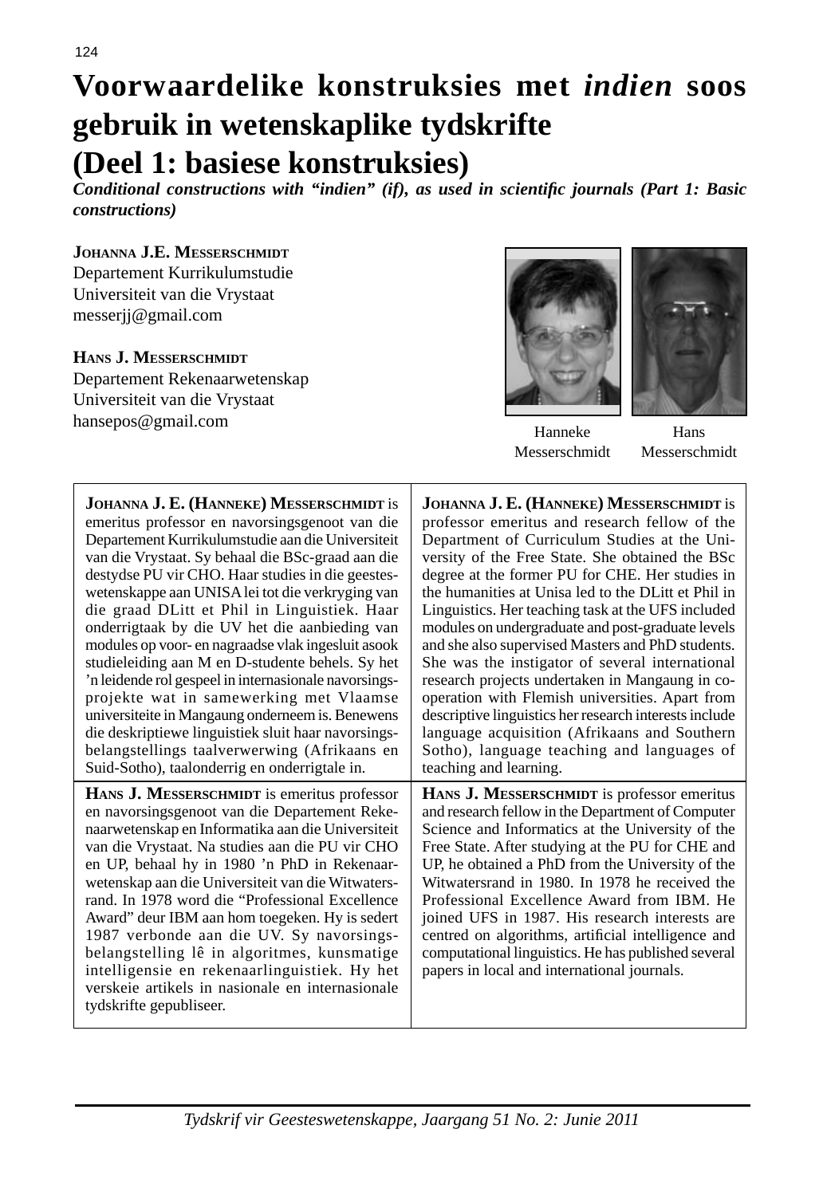# Voorwaardelike konstruksies met *indien* soos gebruik in wetenskaplike tydskrifte (Deel 1: basiese konstruksies)

***Conditional constructions with "indien" (if), as used in scientific journals (Part 1: Basic constructions)***

**JOHANNA J.E. MESSERSCHMIDT**
Departement Kurrikulumstudie
Universiteit van die Vrystaat
messerjj@gmail.com

**HANS J. MESSERSCHMIDT**
Departement Rekenaarwetenskap
Universiteit van die Vrystaat
hansepos@gmail.com

Hanneke Messerschmidt

Hans Messerschmidt

| | |
|---|---|
| **JOHANNA J. E. (HANNEKE) MESSERSCHMIDT** is emeritus professor en navorsingsgenoot van die Departement Kurrikulumstudie aan die Universiteit van die Vrystaat. Sy behaal die BSc-graad aan die destydse PU vir CHO. Haar studies in die geesteswetenskappe aan UNISA lei tot die verkryging van die graad DLitt et Phil in Linguistiek. Haar onderrigtaak by die UV het die aanbieding van modules op voor- en nagraadse vlak ingesluit asook studieleiding aan M en D-studente behels. Sy het 'n leidende rol gespeel in internasionale navorsingsprojekte wat in samewerking met Vlaamse universiteite in Mangaung onderneem is. Benewens die deskriptiewe linguistiek sluit haar navorsingsbelangstellings taalverwerwing (Afrikaans en Suid-Sotho), taalonderrig en onderrigtale in. | **JOHANNA J. E. (HANNEKE) MESSERSCHMIDT** is professor emeritus and research fellow of the Department of Curriculum Studies at the University of the Free State. She obtained the BSc degree at the former PU for CHE. Her studies in the humanities at Unisa led to the DLitt et Phil in Linguistics. Her teaching task at the UFS included modules on undergraduate and post-graduate levels and she also supervised Masters and PhD students. She was the instigator of several international research projects undertaken in Mangaung in co-operation with Flemish universities. Apart from descriptive linguistics her research interests include language acquisition (Afrikaans and Southern Sotho), language teaching and languages of teaching and learning. |
| **HANS J. MESSERSCHMIDT** is emeritus professor en navorsingsgenoot van die Departement Rekenaarwetenskap en Informatika aan die Universiteit van die Vrystaat. Na studies aan die PU vir CHO en UP, behaal hy in 1980 'n PhD in Rekenaarwetenskap aan die Universiteit van die Witwatersrand. In 1978 word die "Professional Excellence Award" deur IBM aan hom toegeken. Hy is sedert 1987 verbonde aan die UV. Sy navorsingsbelangstelling lê in algoritmes, kunsmatige intelligensie en rekenaarlinguistiek. Hy het verskeie artikels in nasionale en internasionale tydskrifte gepubliseer. | **HANS J. MESSERSCHMIDT** is professor emeritus and research fellow in the Department of Computer Science and Informatics at the University of the Free State. After studying at the PU for CHE and UP, he obtained a PhD from the University of the Witwatersrand in 1980. In 1978 he received the Professional Excellence Award from IBM. He joined UFS in 1987. His research interests are centred on algorithms, artificial intelligence and computational linguistics. He has published several papers in local and international journals. |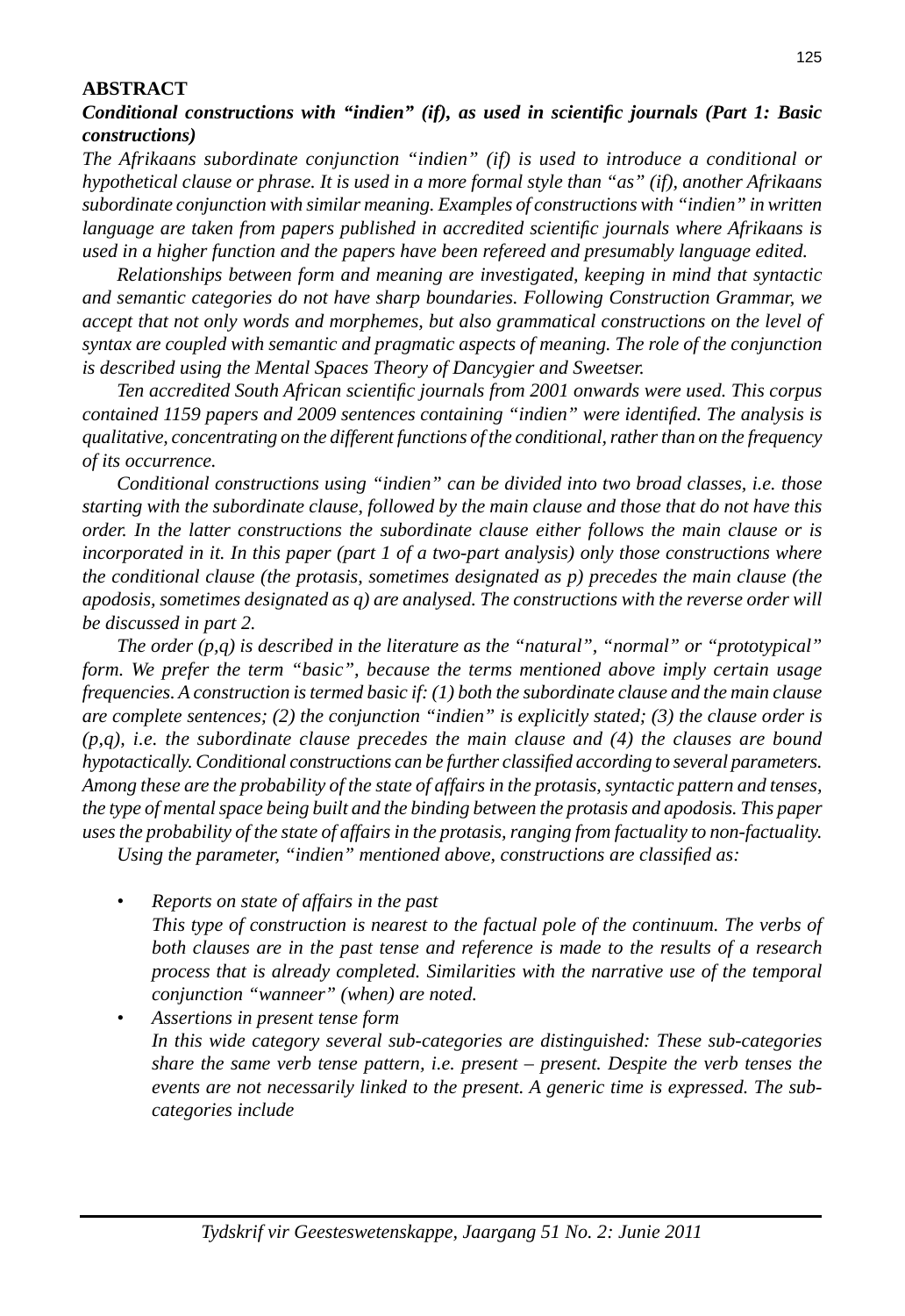## ABSTRACT

### *Conditional constructions with "indien" (if), as used in scientific journals (Part 1: Basic constructions)*

*The Afrikaans subordinate conjunction "indien" (if) is used to introduce a conditional or hypothetical clause or phrase. It is used in a more formal style than "as" (if), another Afrikaans subordinate conjunction with similar meaning. Examples of constructions with "indien" in written language are taken from papers published in accredited scientific journals where Afrikaans is used in a higher function and the papers have been refereed and presumably language edited.*

*Relationships between form and meaning are investigated, keeping in mind that syntactic and semantic categories do not have sharp boundaries. Following Construction Grammar, we accept that not only words and morphemes, but also grammatical constructions on the level of syntax are coupled with semantic and pragmatic aspects of meaning. The role of the conjunction is described using the Mental Spaces Theory of Dancygier and Sweetser.*

*Ten accredited South African scientific journals from 2001 onwards were used. This corpus contained 1159 papers and 2009 sentences containing "indien" were identified. The analysis is qualitative, concentrating on the different functions of the conditional, rather than on the frequency of its occurrence.*

*Conditional constructions using "indien" can be divided into two broad classes, i.e. those starting with the subordinate clause, followed by the main clause and those that do not have this order. In the latter constructions the subordinate clause either follows the main clause or is incorporated in it. In this paper (part 1 of a two-part analysis) only those constructions where the conditional clause (the protasis, sometimes designated as p) precedes the main clause (the apodosis, sometimes designated as q) are analysed. The constructions with the reverse order will be discussed in part 2.*

*The order (p,q) is described in the literature as the "natural", "normal" or "prototypical" form. We prefer the term "basic", because the terms mentioned above imply certain usage frequencies. A construction is termed basic if: (1) both the subordinate clause and the main clause are complete sentences; (2) the conjunction "indien" is explicitly stated; (3) the clause order is (p,q), i.e. the subordinate clause precedes the main clause and (4) the clauses are bound hypotactically. Conditional constructions can be further classified according to several parameters. Among these are the probability of the state of affairs in the protasis, syntactic pattern and tenses, the type of mental space being built and the binding between the protasis and apodosis. This paper uses the probability of the state of affairs in the protasis, ranging from factuality to non-factuality.*

*Using the parameter, "indien" mentioned above, constructions are classified as:*

- *Reports on state of affairs in the past*
  *This type of construction is nearest to the factual pole of the continuum. The verbs of both clauses are in the past tense and reference is made to the results of a research process that is already completed. Similarities with the narrative use of the temporal conjunction "wanneer" (when) are noted.*
- *Assertions in present tense form*
  *In this wide category several sub-categories are distinguished: These sub-categories share the same verb tense pattern, i.e. present – present. Despite the verb tenses the events are not necessarily linked to the present. A generic time is expressed. The sub-categories include*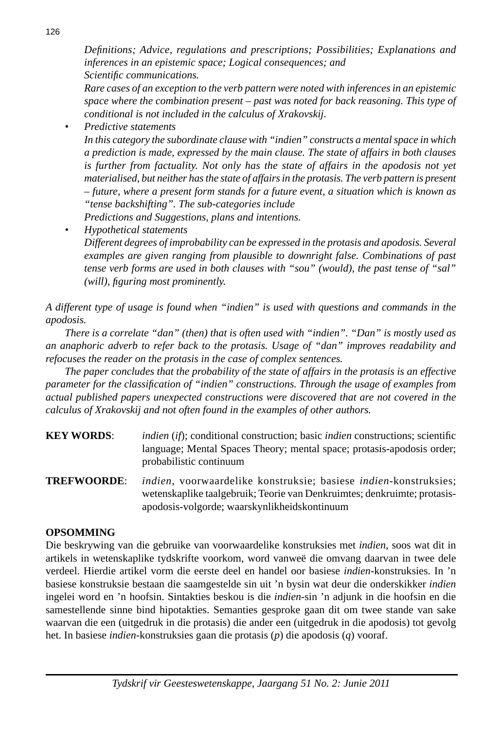*Definitions; Advice, regulations and prescriptions; Possibilities; Explanations and inferences in an epistemic space; Logical consequences; and Scientific communications.*

*Rare cases of an exception to the verb pattern were noted with inferences in an epistemic space where the combination present – past was noted for back reasoning. This type of conditional is not included in the calculus of Xrakovskij.*

- *Predictive statements*

  *In this category the subordinate clause with "indien" constructs a mental space in which a prediction is made, expressed by the main clause. The state of affairs in both clauses is further from factuality. Not only has the state of affairs in the apodosis not yet materialised, but neither has the state of affairs in the protasis. The verb pattern is present – future, where a present form stands for a future event, a situation which is known as "tense backshifting". The sub-categories include Predictions and Suggestions, plans and intentions.*

- *Hypothetical statements*

  *Different degrees of improbability can be expressed in the protasis and apodosis. Several examples are given ranging from plausible to downright false. Combinations of past tense verb forms are used in both clauses with "sou" (would), the past tense of "sal" (will), figuring most prominently.*

*A different type of usage is found when "indien" is used with questions and commands in the apodosis.*

*There is a correlate "dan" (then) that is often used with "indien". "Dan" is mostly used as an anaphoric adverb to refer back to the protasis. Usage of "dan" improves readability and refocuses the reader on the protasis in the case of complex sentences.*

*The paper concludes that the probability of the state of affairs in the protasis is an effective parameter for the classification of "indien" constructions. Through the usage of examples from actual published papers unexpected constructions were discovered that are not covered in the calculus of Xrakovskij and not often found in the examples of other authors.*

**KEY WORDS**: *indien* (*if*); conditional construction; basic *indien* constructions; scientific language; Mental Spaces Theory; mental space; protasis-apodosis order; probabilistic continuum

**TREFWOORDE**: *indien*, voorwaardelike konstruksie; basiese *indien*-konstruksies; wetenskaplike taalgebruik; Teorie van Denkruimtes; denkruimte; protasis-apodosis-volgorde; waarskynlikheidskontinuum

## OPSOMMING

Die beskrywing van die gebruike van voorwaardelike konstruksies met *indien*, soos wat dit in artikels in wetenskaplike tydskrifte voorkom, word vanweë die omvang daarvan in twee dele verdeel. Hierdie artikel vorm die eerste deel en handel oor basiese *indien*-konstruksies. In 'n basiese konstruksie bestaan die saamgestelde sin uit 'n bysin wat deur die onderskikker *indien* ingelei word en 'n hoofsin. Sintakties beskou is die *indien*-sin 'n adjunk in die hoofsin en die samestellende sinne bind hipotakties. Semanties gesproke gaan dit om twee stande van sake waarvan die een (uitgedruk in die protasis) die ander een (uitgedruk in die apodosis) tot gevolg het. In basiese *indien*-konstruksies gaan die protasis (*p*) die apodosis (*q*) vooraf.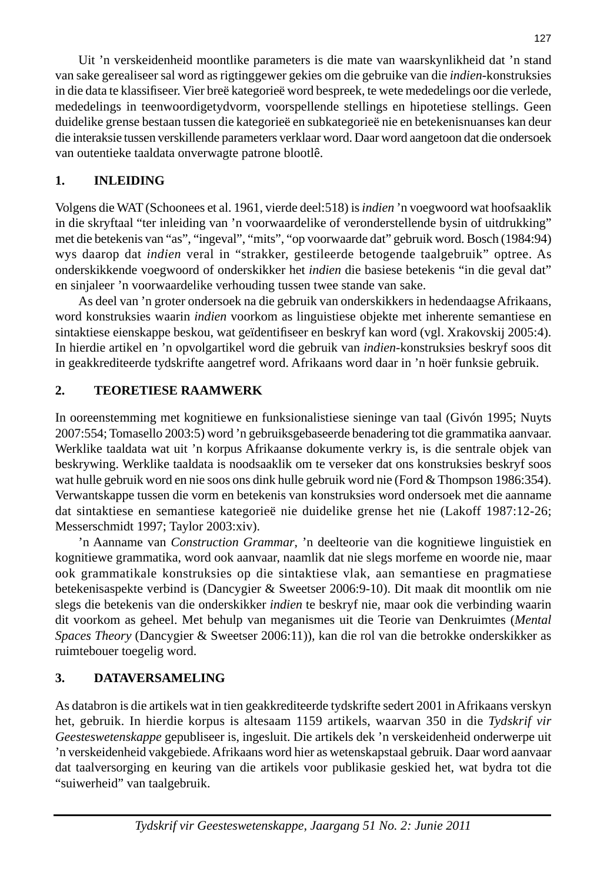Uit 'n verskeidenheid moontlike parameters is die mate van waarskynlikheid dat 'n stand van sake gerealiseer sal word as rigtinggewer gekies om die gebruike van die *indien*-konstruksies in die data te klassifiseer. Vier breë kategorieë word bespreek, te wete mededelings oor die verlede, mededelings in teenwoordigetydvorm, voorspellende stellings en hipotetiese stellings. Geen duidelike grense bestaan tussen die kategorieë en subkategorieë nie en betekenisnuanses kan deur die interaksie tussen verskillende parameters verklaar word. Daar word aangetoon dat die ondersoek van outentieke taaldata onverwagte patrone blootlê.

## 1. INLEIDING

Volgens die WAT (Schoonees et al. 1961, vierde deel:518) is *indien* 'n voegwoord wat hoofsaaklik in die skryftaal "ter inleiding van 'n voorwaardelike of veronderstellende bysin of uitdrukking" met die betekenis van "as", "ingeval", "mits", "op voorwaarde dat" gebruik word. Bosch (1984:94) wys daarop dat *indien* veral in "strakker, gestileerde betogende taalgebruik" optree. As onderskikkende voegwoord of onderskikker het *indien* die basiese betekenis "in die geval dat" en sinjaleer 'n voorwaardelike verhouding tussen twee stande van sake.

As deel van 'n groter ondersoek na die gebruik van onderskikkers in hedendaagse Afrikaans, word konstruksies waarin *indien* voorkom as linguistiese objekte met inherente semantiese en sintaktiese eienskappe beskou, wat geïdentifiseer en beskryf kan word (vgl. Xrakovskij 2005:4). In hierdie artikel en 'n opvolgartikel word die gebruik van *indien*-konstruksies beskryf soos dit in geakkrediteerde tydskrifte aangetref word. Afrikaans word daar in 'n hoër funksie gebruik.

## 2. TEORETIESE RAAMWERK

In ooreenstemming met kognitiewe en funksionalistiese sieninge van taal (Givón 1995; Nuyts 2007:554; Tomasello 2003:5) word 'n gebruiksgebaseerde benadering tot die grammatika aanvaar. Werklike taaldata wat uit 'n korpus Afrikaanse dokumente verkry is, is die sentrale objek van beskrywing. Werklike taaldata is noodsaaklik om te verseker dat ons konstruksies beskryf soos wat hulle gebruik word en nie soos ons dink hulle gebruik word nie (Ford & Thompson 1986:354). Verwantskappe tussen die vorm en betekenis van konstruksies word ondersoek met die aanname dat sintaktiese en semantiese kategorieë nie duidelike grense het nie (Lakoff 1987:12-26; Messerschmidt 1997; Taylor 2003:xiv).

'n Aanname van *Construction Grammar*, 'n deelteorie van die kognitiewe linguistiek en kognitiewe grammatika, word ook aanvaar, naamlik dat nie slegs morfeme en woorde nie, maar ook grammatikale konstruksies op die sintaktiese vlak, aan semantiese en pragmatiese betekenisaspekte verbind is (Dancygier & Sweetser 2006:9-10). Dit maak dit moontlik om nie slegs die betekenis van die onderskikker *indien* te beskryf nie, maar ook die verbinding waarin dit voorkom as geheel. Met behulp van meganismes uit die Teorie van Denkruimtes (*Mental Spaces Theory* (Dancygier & Sweetser 2006:11)), kan die rol van die betrokke onderskikker as ruimtebouer toegelig word.

## 3. DATAVERSAMELING

As databron is die artikels wat in tien geakkrediteerde tydskrifte sedert 2001 in Afrikaans verskyn het, gebruik. In hierdie korpus is altesaam 1159 artikels, waarvan 350 in die *Tydskrif vir Geesteswetenskappe* gepubliseer is, ingesluit. Die artikels dek 'n verskeidenheid onderwerpe uit 'n verskeidenheid vakgebiede. Afrikaans word hier as wetenskapstaal gebruik. Daar word aanvaar dat taalversorging en keuring van die artikels voor publikasie geskied het, wat bydra tot die "suiwerheid" van taalgebruik.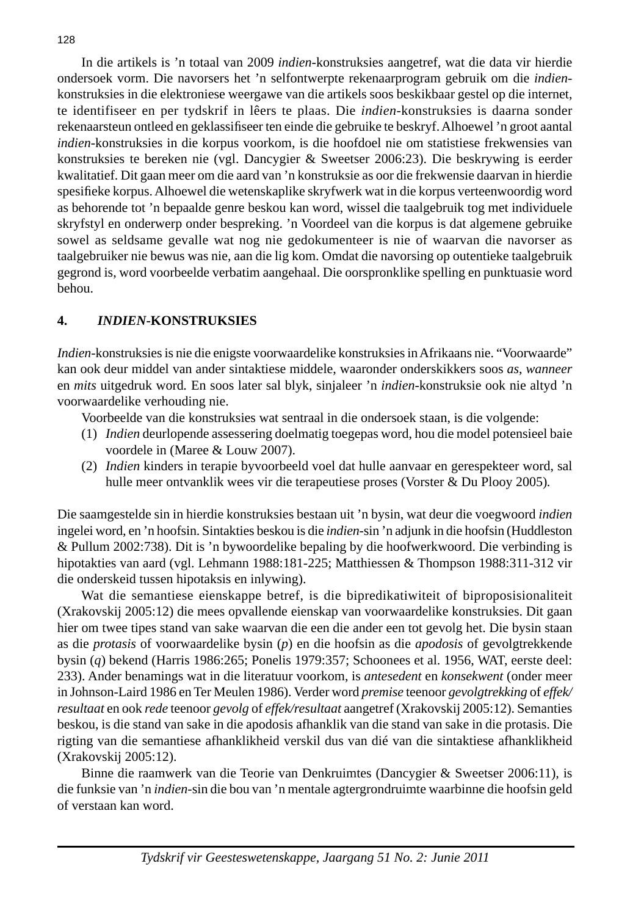In die artikels is 'n totaal van 2009 *indien*-konstruksies aangetref, wat die data vir hierdie ondersoek vorm. Die navorsers het 'n selfontwerpte rekenaarprogram gebruik om die *indien*-konstruksies in die elektroniese weergawe van die artikels soos beskikbaar gestel op die internet, te identifiseer en per tydskrif in lêers te plaas. Die *indien*-konstruksies is daarna sonder rekenaarsteun ontleed en geklassifiseer ten einde die gebruike te beskryf. Alhoewel 'n groot aantal *indien*-konstruksies in die korpus voorkom, is die hoofdoel nie om statistiese frekwensies van konstruksies te bereken nie (vgl. Dancygier & Sweetser 2006:23). Die beskrywing is eerder kwalitatief. Dit gaan meer om die aard van 'n konstruksie as oor die frekwensie daarvan in hierdie spesifieke korpus. Alhoewel die wetenskaplike skryfwerk wat in die korpus verteenwoordig word as behorende tot 'n bepaalde genre beskou kan word, wissel die taalgebruik tog met individuele skryfstyl en onderwerp onder bespreking. 'n Voordeel van die korpus is dat algemene gebruike sowel as seldsame gevalle wat nog nie gedokumenteer is nie of waarvan die navorser as taalgebruiker nie bewus was nie, aan die lig kom. Omdat die navorsing op outentieke taalgebruik gegrond is, word voorbeelde verbatim aangehaal. Die oorspronklike spelling en punktuasie word behou.

## 4. *INDIEN*-KONSTRUKSIES

*Indien*-konstruksies is nie die enigste voorwaardelike konstruksies in Afrikaans nie. "Voorwaarde" kan ook deur middel van ander sintaktiese middele, waaronder onderskikkers soos *as*, *wanneer* en *mits* uitgedruk word. En soos later sal blyk, sinjaleer 'n *indien*-konstruksie ook nie altyd 'n voorwaardelike verhouding nie.

Voorbeelde van die konstruksies wat sentraal in die ondersoek staan, is die volgende:

(1) *Indien* deurlopende assessering doelmatig toegepas word, hou die model potensieel baie voordele in (Maree & Louw 2007).

(2) *Indien* kinders in terapie byvoorbeeld voel dat hulle aanvaar en gerespekteer word, sal hulle meer ontvanklik wees vir die terapeutiese proses (Vorster & Du Plooy 2005).

Die saamgestelde sin in hierdie konstruksies bestaan uit 'n bysin, wat deur die voegwoord *indien* ingelei word, en 'n hoofsin. Sintakties beskou is die *indien*-sin 'n adjunk in die hoofsin (Huddleston & Pullum 2002:738). Dit is 'n bywoordelike bepaling by die hoofwerkwoord. Die verbinding is hipotakties van aard (vgl. Lehmann 1988:181-225; Matthiessen & Thompson 1988:311-312 vir die onderskeid tussen hipotaksis en inlywing).

Wat die semantiese eienskappe betref, is die bipredikatiwiteit of biproposisionaliteit (Xrakovskij 2005:12) die mees opvallende eienskap van voorwaardelike konstruksies. Dit gaan hier om twee tipes stand van sake waarvan die een die ander een tot gevolg het. Die bysin staan as die *protasis* of voorwaardelike bysin (*p*) en die hoofsin as die *apodosis* of gevolgtrekkende bysin (*q*) bekend (Harris 1986:265; Ponelis 1979:357; Schoonees et al. 1956, WAT, eerste deel: 233). Ander benamings wat in die literatuur voorkom, is *antesedent* en *konsekwent* (onder meer in Johnson-Laird 1986 en Ter Meulen 1986). Verder word *premise* teenoor *gevolgtrekking* of *effek/resultaat* en ook *rede* teenoor *gevolg* of *effek/resultaat* aangetref (Xrakovskij 2005:12). Semanties beskou, is die stand van sake in die apodosis afhanklik van die stand van sake in die protasis. Die rigting van die semantiese afhanklikheid verskil dus van dié van die sintaktiese afhanklikheid (Xrakovskij 2005:12).

Binne die raamwerk van die Teorie van Denkruimtes (Dancygier & Sweetser 2006:11), is die funksie van 'n *indien*-sin die bou van 'n mentale agtergrondruimte waarbinne die hoofsin geld of verstaan kan word.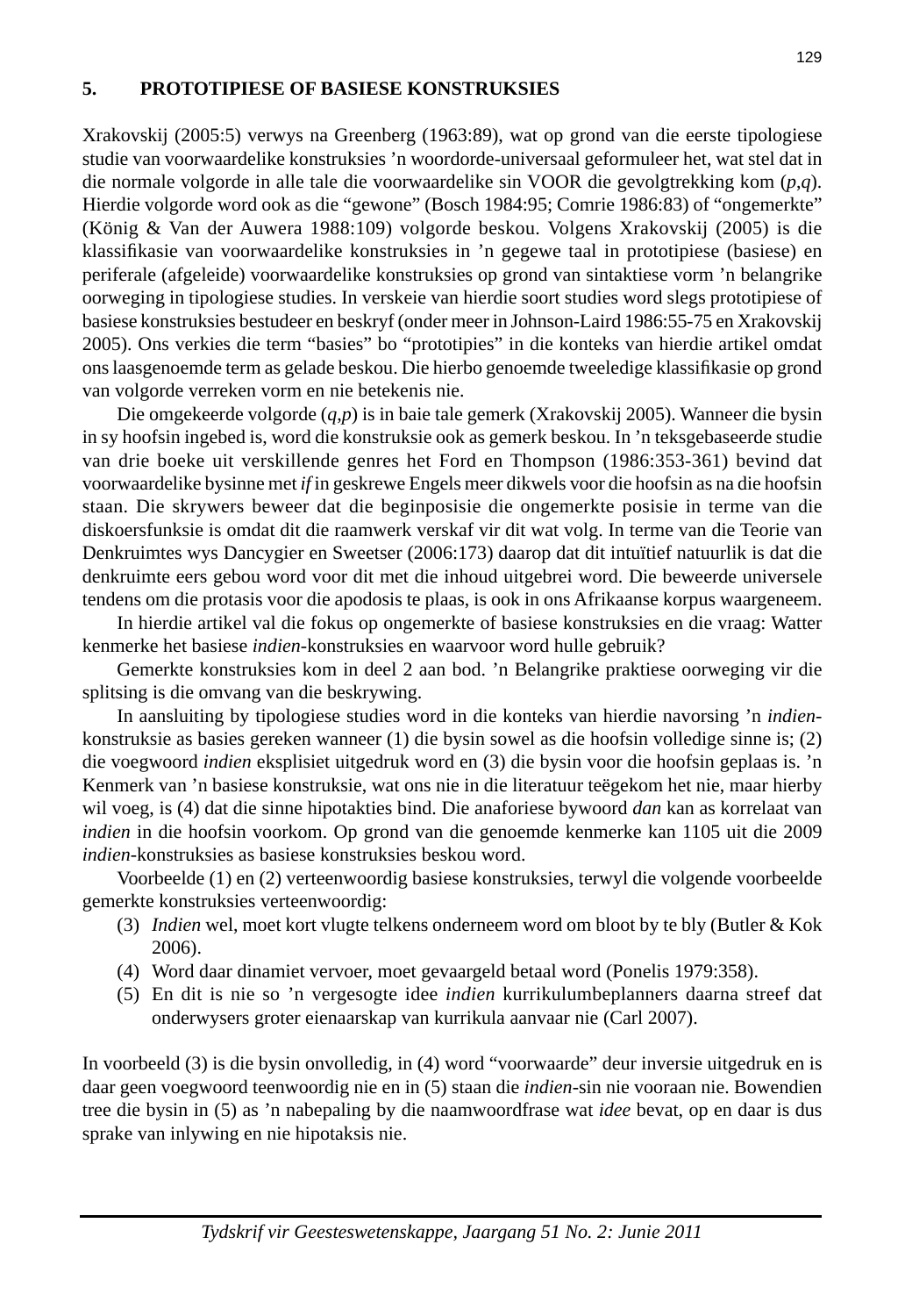## 5. PROTOTIPIESE OF BASIESE KONSTRUKSIES

Xrakovskij (2005:5) verwys na Greenberg (1963:89), wat op grond van die eerste tipologiese studie van voorwaardelike konstruksies 'n woordorde-universaal geformuleer het, wat stel dat in die normale volgorde in alle tale die voorwaardelike sin VOOR die gevolgtrekking kom (*p*,*q*). Hierdie volgorde word ook as die "gewone" (Bosch 1984:95; Comrie 1986:83) of "ongemerkte" (König & Van der Auwera 1988:109) volgorde beskou. Volgens Xrakovskij (2005) is die klassifikasie van voorwaardelike konstruksies in 'n gegewe taal in prototipiese (basiese) en periferale (afgeleide) voorwaardelike konstruksies op grond van sintaktiese vorm 'n belangrike oorweging in tipologiese studies. In verskeie van hierdie soort studies word slegs prototipiese of basiese konstruksies bestudeer en beskryf (onder meer in Johnson-Laird 1986:55-75 en Xrakovskij 2005). Ons verkies die term "basies" bo "prototipies" in die konteks van hierdie artikel omdat ons laasgenoemde term as gelade beskou. Die hierbo genoemde tweeledige klassifikasie op grond van volgorde verreken vorm en nie betekenis nie.

Die omgekeerde volgorde (*q*,*p*) is in baie tale gemerk (Xrakovskij 2005). Wanneer die bysin in sy hoofsin ingebed is, word die konstruksie ook as gemerk beskou. In 'n teksgebaseerde studie van drie boeke uit verskillende genres het Ford en Thompson (1986:353-361) bevind dat voorwaardelike bysinne met *if* in geskrewe Engels meer dikwels voor die hoofsin as na die hoofsin staan. Die skrywers beweer dat die beginposisie die ongemerkte posisie in terme van die diskoersfunksie is omdat dit die raamwerk verskaf vir dit wat volg. In terme van die Teorie van Denkruimtes wys Dancygier en Sweetser (2006:173) daarop dat dit intuïtief natuurlik is dat die denkruimte eers gebou word voor dit met die inhoud uitgebrei word. Die beweerde universele tendens om die protasis voor die apodosis te plaas, is ook in ons Afrikaanse korpus waargeneem.

In hierdie artikel val die fokus op ongemerkte of basiese konstruksies en die vraag: Watter kenmerke het basiese *indien*-konstruksies en waarvoor word hulle gebruik?

Gemerkte konstruksies kom in deel 2 aan bod. 'n Belangrike praktiese oorweging vir die splitsing is die omvang van die beskrywing.

In aansluiting by tipologiese studies word in die konteks van hierdie navorsing 'n *indien*-konstruksie as basies gereken wanneer (1) die bysin sowel as die hoofsin volledige sinne is; (2) die voegwoord *indien* eksplisiet uitgedruk word en (3) die bysin voor die hoofsin geplaas is. 'n Kenmerk van 'n basiese konstruksie, wat ons nie in die literatuur teëgekom het nie, maar hierby wil voeg, is (4) dat die sinne hipotakties bind. Die anaforiese bywoord *dan* kan as korrelaat van *indien* in die hoofsin voorkom. Op grond van die genoemde kenmerke kan 1105 uit die 2009 *indien*-konstruksies as basiese konstruksies beskou word.

Voorbeelde (1) en (2) verteenwoordig basiese konstruksies, terwyl die volgende voorbeelde gemerkte konstruksies verteenwoordig:

(3) *Indien* wel, moet kort vlugte telkens onderneem word om bloot by te bly (Butler & Kok 2006).

(4) Word daar dinamiet vervoer, moet gevaargeld betaal word (Ponelis 1979:358).

(5) En dit is nie so 'n vergesogte idee *indien* kurrikulumbeplanners daarna streef dat onderwysers groter eienaarskap van kurrikula aanvaar nie (Carl 2007).

In voorbeeld (3) is die bysin onvolledig, in (4) word "voorwaarde" deur inversie uitgedruk en is daar geen voegwoord teenwoordig nie en in (5) staan die *indien*-sin nie vooraan nie. Bowendien tree die bysin in (5) as 'n nabepaling by die naamwoordfrase wat *idee* bevat, op en daar is dus sprake van inlywing en nie hipotaksis nie.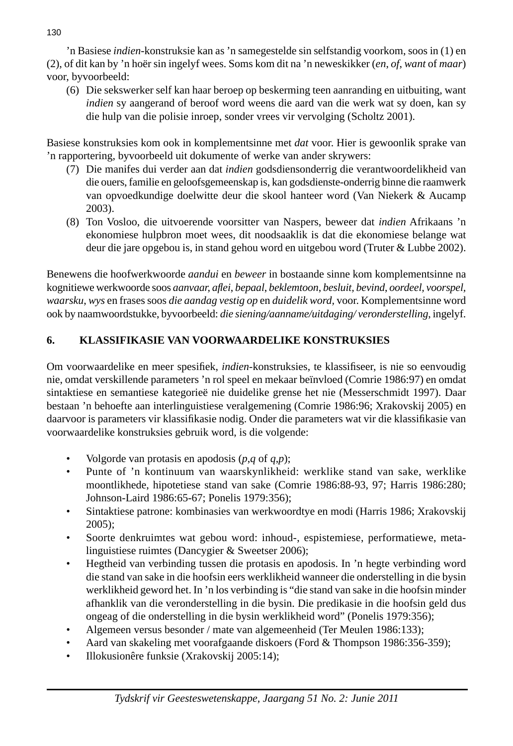'n Basiese *indien*-konstruksie kan as 'n samegestelde sin selfstandig voorkom, soos in (1) en (2), of dit kan by 'n hoër sin ingelyf wees. Soms kom dit na 'n neweskikker (*en*, *of*, *want* of *maar*) voor, byvoorbeeld:

(6) Die sekswerker self kan haar beroep op beskerming teen aanranding en uitbuiting, want *indien* sy aangerand of beroof word weens die aard van die werk wat sy doen, kan sy die hulp van die polisie inroep, sonder vrees vir vervolging (Scholtz 2001).

Basiese konstruksies kom ook in komplementsinne met *dat* voor. Hier is gewoonlik sprake van 'n rapportering, byvoorbeeld uit dokumente of werke van ander skrywers:

(7) Die manifes dui verder aan dat *indien* godsdiensonderrig die verantwoordelikheid van die ouers, familie en geloofsgemeenskap is, kan godsdienste-onderrig binne die raamwerk van opvoedkundige doelwitte deur die skool hanteer word (Van Niekerk & Aucamp 2003).

(8) Ton Vosloo, die uitvoerende voorsitter van Naspers, beweer dat *indien* Afrikaans 'n ekonomiese hulpbron moet wees, dit noodsaaklik is dat die ekonomiese belange wat deur die jare opgebou is, in stand gehou word en uitgebou word (Truter & Lubbe 2002).

Benewens die hoofwerkwoorde *aandui* en *beweer* in bostaande sinne kom komplementsinne na kognitiewe werkwoorde soos *aanvaar*, *aflei*, *bepaal*, *beklemtoon*, *besluit*, *bevind*, *oordeel*, *voorspel*, *waarsku*, *wys* en frases soos *die aandag vestig op* en *duidelik word*, voor. Komplementsinne word ook by naamwoordstukke, byvoorbeeld: *die siening/aanname/uitdaging/ veronderstelling*, ingelyf.

## 6. KLASSIFIKASIE VAN VOORWAARDELIKE KONSTRUKSIES

Om voorwaardelike en meer spesifiek, *indien*-konstruksies, te klassifiseer, is nie so eenvoudig nie, omdat verskillende parameters 'n rol speel en mekaar beïnvloed (Comrie 1986:97) en omdat sintaktiese en semantiese kategorieë nie duidelike grense het nie (Messerschmidt 1997). Daar bestaan 'n behoefte aan interlinguistiese veralgemening (Comrie 1986:96; Xrakovskij 2005) en daarvoor is parameters vir klassifikasie nodig. Onder die parameters wat vir die klassifikasie van voorwaardelike konstruksies gebruik word, is die volgende:

- Volgorde van protasis en apodosis (*p*,*q* of *q*,*p*);
- Punte of 'n kontinuum van waarskynlikheid: werklike stand van sake, werklike moontlikhede, hipotetiese stand van sake (Comrie 1986:88-93, 97; Harris 1986:280; Johnson-Laird 1986:65-67; Ponelis 1979:356);
- Sintaktiese patrone: kombinasies van werkwoordtye en modi (Harris 1986; Xrakovskij 2005);
- Soorte denkruimtes wat gebou word: inhoud-, espistemiese, performatiewe, meta-linguistiese ruimtes (Dancygier & Sweetser 2006);
- Hegtheid van verbinding tussen die protasis en apodosis. In 'n hegte verbinding word die stand van sake in die hoofsin eers werklikheid wanneer die onderstelling in die bysin werklikheid geword het. In 'n los verbinding is "die stand van sake in die hoofsin minder afhanklik van die veronderstelling in die bysin. Die predikasie in die hoofsin geld dus ongeag of die onderstelling in die bysin werklikheid word" (Ponelis 1979:356);
- Algemeen versus besonder / mate van algemeenheid (Ter Meulen 1986:133);
- Aard van skakeling met voorafgaande diskoers (Ford & Thompson 1986:356-359);
- Illokusionêre funksie (Xrakovskij 2005:14);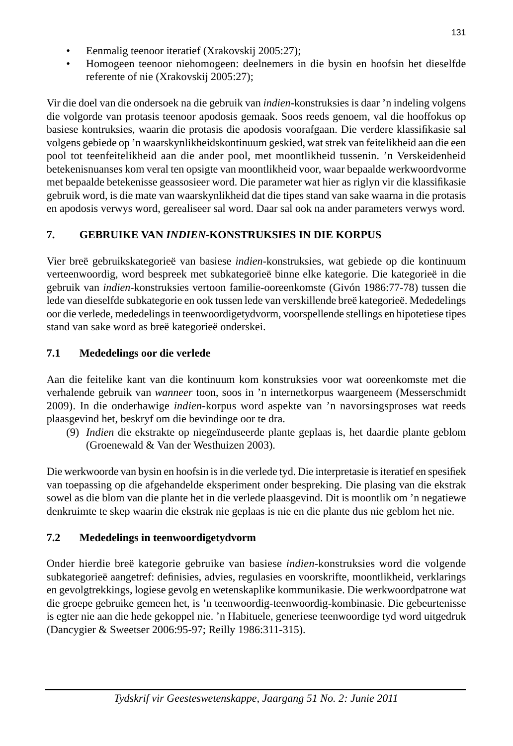- Eenmalig teenoor iteratief (Xrakovskij 2005:27);
- Homogeen teenoor niehomogeen: deelnemers in die bysin en hoofsin het dieselfde referente of nie (Xrakovskij 2005:27);

Vir die doel van die ondersoek na die gebruik van *indien*-konstruksies is daar ’n indeling volgens die volgorde van protasis teenoor apodosis gemaak. Soos reeds genoem, val die hooffokus op basiese kontruksies, waarin die protasis die apodosis voorafgaan. Die verdere klassifikasie sal volgens gebiede op ’n waarskynlikheidskontinuum geskied, wat strek van feitelikheid aan die een pool tot teenfeitelikheid aan die ander pool, met moontlikheid tussenin. ’n Verskeidenheid betekenisnuanses kom veral ten opsigte van moontlikheid voor, waar bepaalde werkwoordvorme met bepaalde betekenisse geassosieer word. Die parameter wat hier as riglyn vir die klassifikasie gebruik word, is die mate van waarskynlikheid dat die tipes stand van sake waarna in die protasis en apodosis verwys word, gerealiseer sal word. Daar sal ook na ander parameters verwys word.

## 7. GEBRUIKE VAN *INDIEN*-KONSTRUKSIES IN DIE KORPUS

Vier breë gebruikskategorieë van basiese *indien*-konstruksies, wat gebiede op die kontinuum verteenwoordig, word bespreek met subkategorieë binne elke kategorie. Die kategorieë in die gebruik van *indien*-konstruksies vertoon familie-ooreenkomste (Givón 1986:77-78) tussen die lede van dieselfde subkategorie en ook tussen lede van verskillende breë kategorieë. Mededelings oor die verlede, mededelings in teenwoordigetydvorm, voorspellende stellings en hipotetiese tipes stand van sake word as breë kategorieë onderskei.

### 7.1 Mededelings oor die verlede

Aan die feitelike kant van die kontinuum kom konstruksies voor wat ooreenkomste met die verhalende gebruik van *wanneer* toon, soos in ’n internetkorpus waargeneem (Messerschmidt 2009). In die onderhawige *indien*-korpus word aspekte van ’n navorsingsproses wat reeds plaasgevind het, beskryf om die bevindinge oor te dra.

(9) *Indien* die ekstrakte op niegeïnduseerde plante geplaas is, het daardie plante geblom (Groenewald & Van der Westhuizen 2003).

Die werkwoorde van bysin en hoofsin is in die verlede tyd. Die interpretasie is iteratief en spesifiek van toepassing op die afgehandelde eksperiment onder bespreking. Die plasing van die ekstrak sowel as die blom van die plante het in die verlede plaasgevind. Dit is moontlik om ’n negatiewe denkruimte te skep waarin die ekstrak nie geplaas is nie en die plante dus nie geblom het nie.

### 7.2 Mededelings in teenwoordigetydvorm

Onder hierdie breë kategorie gebruike van basiese *indien*-konstruksies word die volgende subkategorieë aangetref: definisies, advies, regulasies en voorskrifte, moontlikheid, verklarings en gevolgtrekkings, logiese gevolg en wetenskaplike kommunikasie. Die werkwoordpatrone wat die groepe gebruike gemeen het, is ’n teenwoordig-teenwoordig-kombinasie. Die gebeurtenisse is egter nie aan die hede gekoppel nie. ’n Habituele, generiese teenwoordige tyd word uitgedruk (Dancygier & Sweetser 2006:95-97; Reilly 1986:311-315).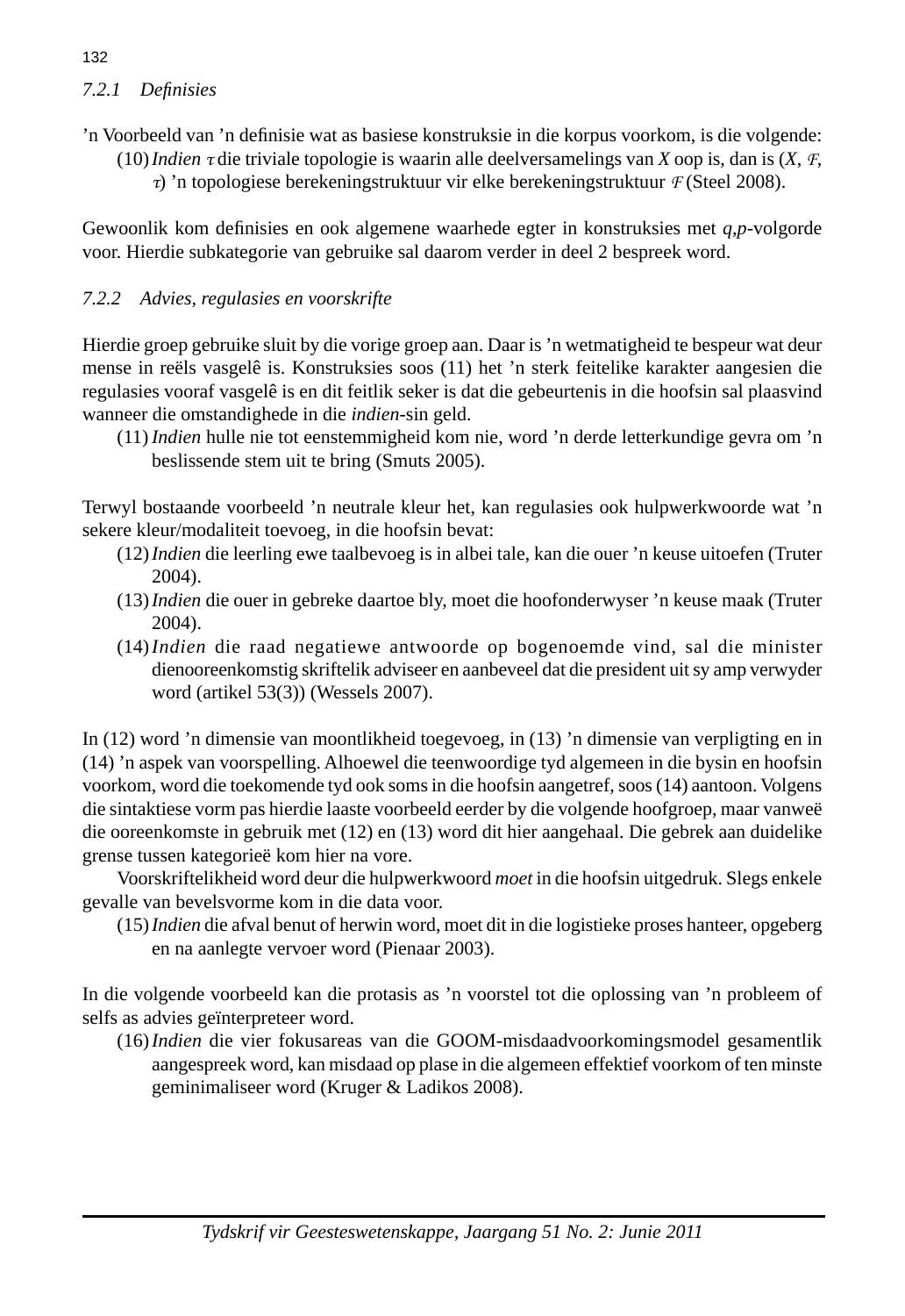### *7.2.1 Definisies*

’n Voorbeeld van ’n definisie wat as basiese konstruksie in die korpus voorkom, is die volgende:

(10) *Indien* $\tau$ die triviale topologie is waarin alle deelversamelings van $X$ oop is, dan is ($X$, $\mathcal{F}$, $\tau$) ’n topologiese berekeningstruktuur vir elke berekeningstruktuur $\mathcal{F}$ (Steel 2008).

Gewoonlik kom definisies en ook algemene waarhede egter in konstruksies met *q,p*-volgorde voor. Hierdie subkategorie van gebruike sal daarom verder in deel 2 bespreek word.

### *7.2.2 Advies, regulasies en voorskrifte*

Hierdie groep gebruike sluit by die vorige groep aan. Daar is ’n wetmatigheid te bespeur wat deur mense in reëls vasgelê is. Konstruksies soos (11) het ’n sterk feitelike karakter aangesien die regulasies vooraf vasgelê is en dit feitlik seker is dat die gebeurtenis in die hoofsin sal plaasvind wanneer die omstandighede in die *indien*-sin geld.

(11) *Indien* hulle nie tot eenstemmigheid kom nie, word ’n derde letterkundige gevra om ’n beslissende stem uit te bring (Smuts 2005).

Terwyl bostaande voorbeeld ’n neutrale kleur het, kan regulasies ook hulpwerkwoorde wat ’n sekere kleur/modaliteit toevoeg, in die hoofsin bevat:

(12) *Indien* die leerling ewe taalbevoeg is in albei tale, kan die ouer ’n keuse uitoefen (Truter 2004).

(13) *Indien* die ouer in gebreke daartoe bly, moet die hoofonderwyser ’n keuse maak (Truter 2004).

(14) *Indien* die raad negatiewe antwoorde op bogenoemde vind, sal die minister dienooreenkomstig skriftelik adviseer en aanbeveel dat die president uit sy amp verwyder word (artikel 53(3)) (Wessels 2007).

In (12) word ’n dimensie van moontlikheid toegevoeg, in (13) ’n dimensie van verpligting en in (14) ’n aspek van voorspelling. Alhoewel die teenwoordige tyd algemeen in die bysin en hoofsin voorkom, word die toekomende tyd ook soms in die hoofsin aangetref, soos (14) aantoon. Volgens die sintaktiese vorm pas hierdie laaste voorbeeld eerder by die volgende hoofgroep, maar vanweë die ooreenkomste in gebruik met (12) en (13) word dit hier aangehaal. Die gebrek aan duidelike grense tussen kategorieë kom hier na vore.

Voorskriftelikheid word deur die hulpwerkwoord *moet* in die hoofsin uitgedruk. Slegs enkele gevalle van bevelsvorme kom in die data voor.

(15) *Indien* die afval benut of herwin word, moet dit in die logistieke proses hanteer, opgeberg en na aanlegte vervoer word (Pienaar 2003).

In die volgende voorbeeld kan die protasis as ’n voorstel tot die oplossing van ’n probleem of selfs as advies geïnterpreteer word.

(16) *Indien* die vier fokusareas van die GOOM-misdaadvoorkomingsmodel gesamentlik aangespreek word, kan misdaad op plase in die algemeen effektief voorkom of ten minste geminimaliseer word (Kruger & Ladikos 2008).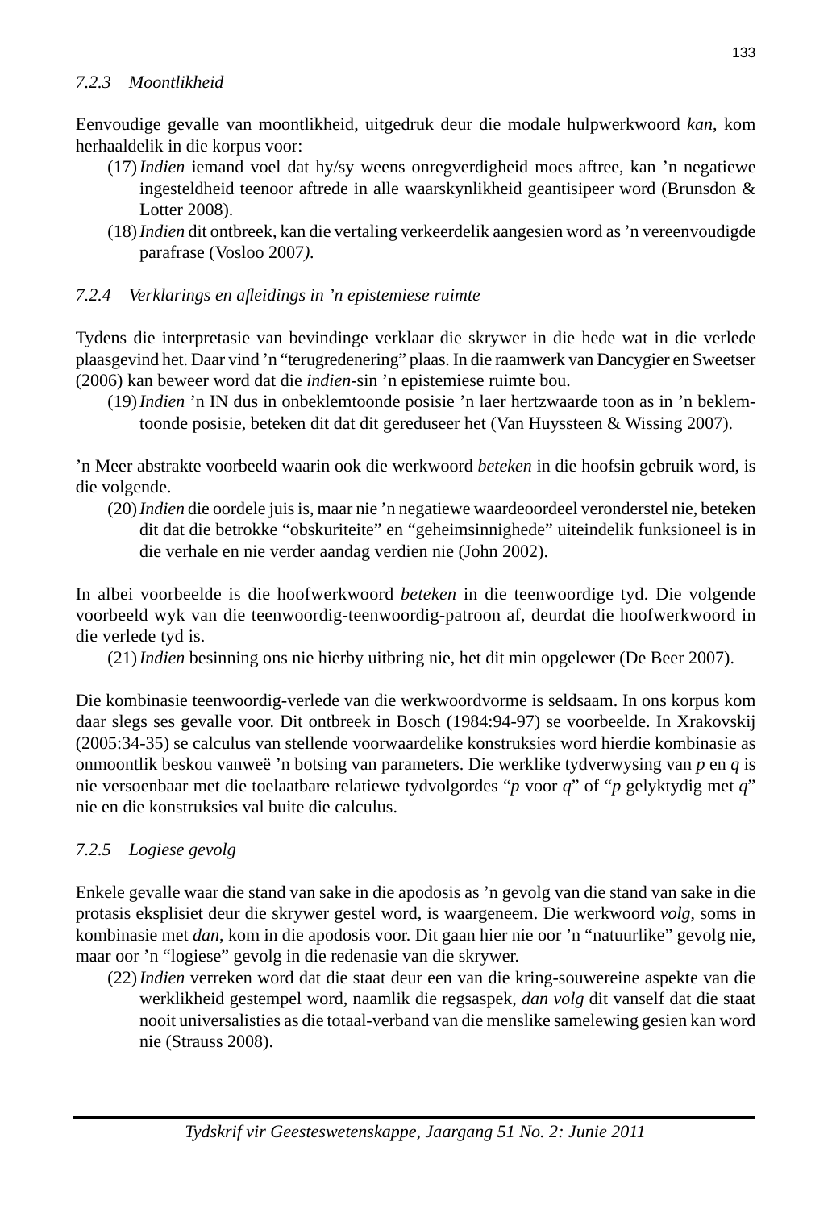### *7.2.3 Moontlikheid*

Eenvoudige gevalle van moontlikheid, uitgedruk deur die modale hulpwerkwoord *kan*, kom herhaaldelik in die korpus voor:

(17) *Indien* iemand voel dat hy/sy weens onregverdigheid moes aftree, kan 'n negatiewe ingesteldheid teenoor aftrede in alle waarskynlikheid geantisipeer word (Brunsdon & Lotter 2008).

(18) *Indien* dit ontbreek, kan die vertaling verkeerdelik aangesien word as 'n vereenvoudigde parafrase (Vosloo 2007*)*.

### *7.2.4 Verklarings en afleidings in 'n epistemiese ruimte*

Tydens die interpretasie van bevindinge verklaar die skrywer in die hede wat in die verlede plaasgevind het. Daar vind 'n "terugredenering" plaas. In die raamwerk van Dancygier en Sweetser (2006) kan beweer word dat die *indien*-sin 'n epistemiese ruimte bou.

(19) *Indien* 'n IN dus in onbeklemtoonde posisie 'n laer hertzwaarde toon as in 'n beklemtoonde posisie, beteken dit dat dit gereduseer het (Van Huyssteen & Wissing 2007).

'n Meer abstrakte voorbeeld waarin ook die werkwoord *beteken* in die hoofsin gebruik word, is die volgende.

(20) *Indien* die oordele juis is, maar nie 'n negatiewe waardeoordeel veronderstel nie, beteken dit dat die betrokke "obskuriteite" en "geheimsinnighede" uiteindelik funksioneel is in die verhale en nie verder aandag verdien nie (John 2002).

In albei voorbeelde is die hoofwerkwoord *beteken* in die teenwoordige tyd. Die volgende voorbeeld wyk van die teenwoordig-teenwoordig-patroon af, deurdat die hoofwerkwoord in die verlede tyd is.

(21) *Indien* besinning ons nie hierby uitbring nie, het dit min opgelewer (De Beer 2007).

Die kombinasie teenwoordig-verlede van die werkwoordvorme is seldsaam. In ons korpus kom daar slegs ses gevalle voor. Dit ontbreek in Bosch (1984:94-97) se voorbeelde. In Xrakovskij (2005:34-35) se calculus van stellende voorwaardelike konstruksies word hierdie kombinasie as onmoontlik beskou vanweë 'n botsing van parameters. Die werklike tydverwysing van *p* en *q* is nie versoenbaar met die toelaatbare relatiewe tydvolgordes "*p* voor *q*" of "*p* gelyktydig met *q*" nie en die konstruksies val buite die calculus.

### *7.2.5 Logiese gevolg*

Enkele gevalle waar die stand van sake in die apodosis as 'n gevolg van die stand van sake in die protasis eksplisiet deur die skrywer gestel word, is waargeneem. Die werkwoord *volg*, soms in kombinasie met *dan*, kom in die apodosis voor. Dit gaan hier nie oor 'n "natuurlike" gevolg nie, maar oor 'n "logiese" gevolg in die redenasie van die skrywer.

(22) *Indien* verreken word dat die staat deur een van die kring-souwereine aspekte van die werklikheid gestempel word, naamlik die regsaspek, *dan volg* dit vanself dat die staat nooit universalisties as die totaal-verband van die menslike samelewing gesien kan word nie (Strauss 2008).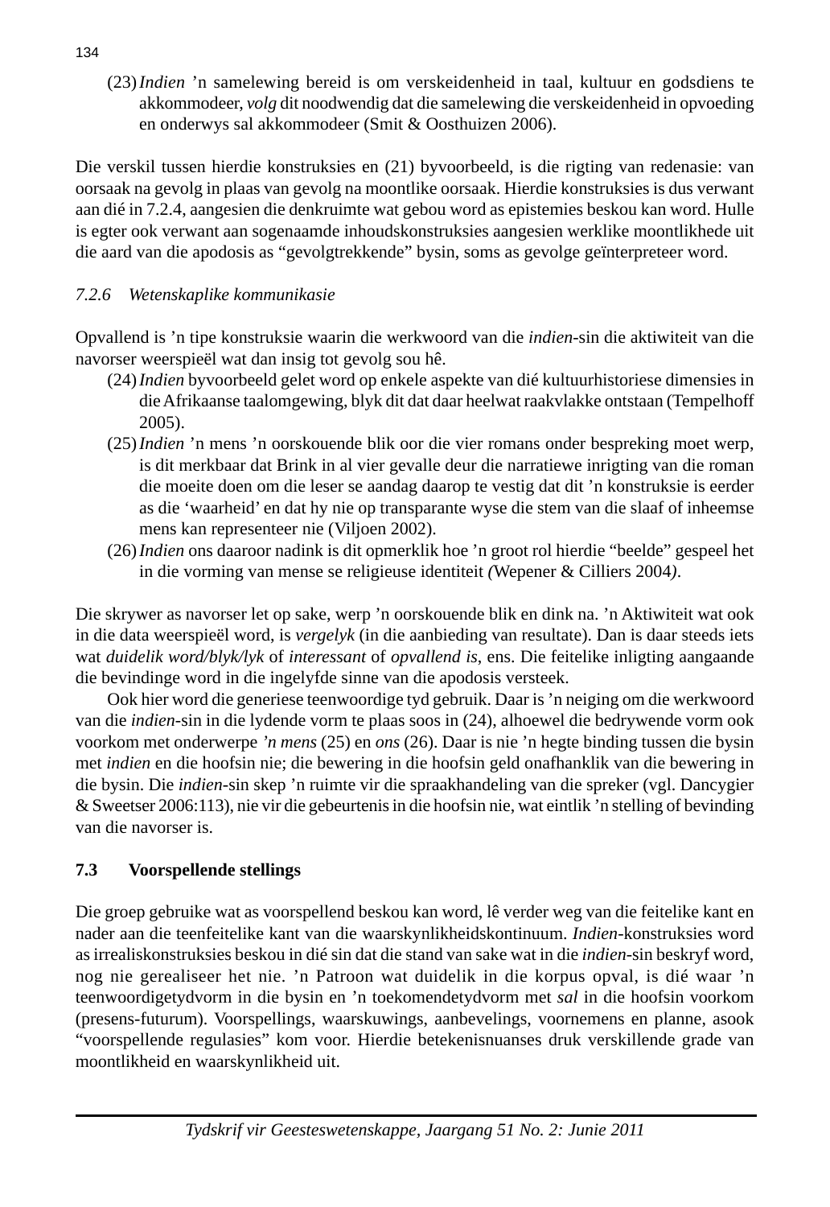(23) *Indien* 'n samelewing bereid is om verskeidenheid in taal, kultuur en godsdiens te akkommodeer, *volg* dit noodwendig dat die samelewing die verskeidenheid in opvoeding en onderwys sal akkommodeer (Smit & Oosthuizen 2006).

Die verskil tussen hierdie konstruksies en (21) byvoorbeeld, is die rigting van redenasie: van oorsaak na gevolg in plaas van gevolg na moontlike oorsaak. Hierdie konstruksies is dus verwant aan dié in 7.2.4, aangesien die denkruimte wat gebou word as epistemies beskou kan word. Hulle is egter ook verwant aan sogenaamde inhoudskonstruksies aangesien werklike moontlikhede uit die aard van die apodosis as "gevolgtrekkende" bysin, soms as gevolge geïnterpreteer word.

### *7.2.6 Wetenskaplike kommunikasie*

Opvallend is 'n tipe konstruksie waarin die werkwoord van die *indien*-sin die aktiwiteit van die navorser weerspieël wat dan insig tot gevolg sou hê.

(24) *Indien* byvoorbeeld gelet word op enkele aspekte van dié kultuurhistoriese dimensies in die Afrikaanse taalomgewing, blyk dit dat daar heelwat raakvlakke ontstaan (Tempelhoff 2005).

(25) *Indien* 'n mens 'n oorskouende blik oor die vier romans onder bespreking moet werp, is dit merkbaar dat Brink in al vier gevalle deur die narratiewe inrigting van die roman die moeite doen om die leser se aandag daarop te vestig dat dit 'n konstruksie is eerder as die 'waarheid' en dat hy nie op transparante wyse die stem van die slaaf of inheemse mens kan representeer nie (Viljoen 2002).

(26) *Indien* ons daaroor nadink is dit opmerklik hoe 'n groot rol hierdie "beelde" gespeel het in die vorming van mense se religieuse identiteit *(*Wepener & Cilliers 2004*)*.

Die skrywer as navorser let op sake, werp 'n oorskouende blik en dink na. 'n Aktiwiteit wat ook in die data weerspieël word, is *vergelyk* (in die aanbieding van resultate). Dan is daar steeds iets wat *duidelik word/blyk/lyk* of *interessant* of *opvallend is*, ens. Die feitelike inligting aangaande die bevindinge word in die ingelyfde sinne van die apodosis versteek.

Ook hier word die generiese teenwoordige tyd gebruik. Daar is 'n neiging om die werkwoord van die *indien*-sin in die lydende vorm te plaas soos in (24), alhoewel die bedrywende vorm ook voorkom met onderwerpe *'n mens* (25) en *ons* (26). Daar is nie 'n hegte binding tussen die bysin met *indien* en die hoofsin nie; die bewering in die hoofsin geld onafhanklik van die bewering in die bysin. Die *indien*-sin skep 'n ruimte vir die spraakhandeling van die spreker (vgl. Dancygier & Sweetser 2006:113), nie vir die gebeurtenis in die hoofsin nie, wat eintlik 'n stelling of bevinding van die navorser is.

## 7.3 Voorspellende stellings

Die groep gebruike wat as voorspellend beskou kan word, lê verder weg van die feitelike kant en nader aan die teenfeitelike kant van die waarskynlikheidskontinuum. *Indien*-konstruksies word as irrealiskonstruksies beskou in dié sin dat die stand van sake wat in die *indien*-sin beskryf word, nog nie gerealiseer het nie. 'n Patroon wat duidelik in die korpus opval, is dié waar 'n teenwoordigetydvorm in die bysin en 'n toekomendetydvorm met *sal* in die hoofsin voorkom (presens-futurum). Voorspellings, waarskuwings, aanbevelings, voornemens en planne, asook "voorspellende regulasies" kom voor. Hierdie betekenisnuanses druk verskillende grade van moontlikheid en waarskynlikheid uit.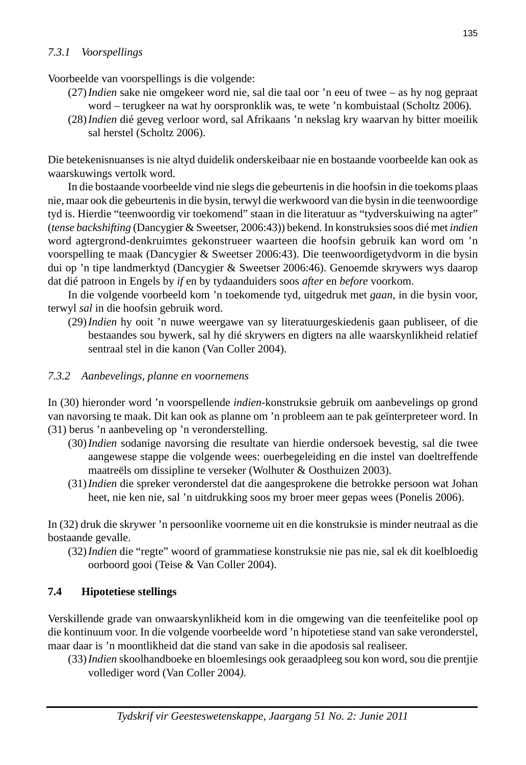#### *7.3.1 Voorspellings*

Voorbeelde van voorspellings is die volgende:

(27) *Indien* sake nie omgekeer word nie, sal die taal oor ’n eeu of twee – as hy nog gepraat word – terugkeer na wat hy oorspronklik was, te wete ’n kombuistaal (Scholtz 2006).

(28) *Indien* dié geveg verloor word, sal Afrikaans ’n nekslag kry waarvan hy bitter moeilik sal herstel (Scholtz 2006).

Die betekenisnuanses is nie altyd duidelik onderskeibaar nie en bostaande voorbeelde kan ook as waarskuwings vertolk word.

In die bostaande voorbeelde vind nie slegs die gebeurtenis in die hoofsin in die toekoms plaas nie, maar ook die gebeurtenis in die bysin, terwyl die werkwoord van die bysin in die teenwoordige tyd is. Hierdie “teenwoordig vir toekomend” staan in die literatuur as “tydverskuiwing na agter” (*tense backshifting* (Dancygier & Sweetser, 2006:43)) bekend. In konstruksies soos dié met *indien* word agtergrond-denkruimtes gekonstrueer waarteen die hoofsin gebruik kan word om ’n voorspelling te maak (Dancygier & Sweetser 2006:43). Die teenwoordigetydvorm in die bysin dui op ’n tipe landmerktyd (Dancygier & Sweetser 2006:46). Genoemde skrywers wys daarop dat dié patroon in Engels by *if* en by tydaanduiders soos *after* en *before* voorkom.

In die volgende voorbeeld kom ’n toekomende tyd, uitgedruk met *gaan*, in die bysin voor, terwyl *sal* in die hoofsin gebruik word.

(29) *Indien* hy ooit ’n nuwe weergawe van sy literatuurgeskiedenis gaan publiseer, of die bestaandes sou bywerk, sal hy dié skrywers en digters na alle waarskynlikheid relatief sentraal stel in die kanon (Van Coller 2004).

#### *7.3.2 Aanbevelings, planne en voornemens*

In (30) hieronder word ’n voorspellende *indien*-konstruksie gebruik om aanbevelings op grond van navorsing te maak. Dit kan ook as planne om ’n probleem aan te pak geïnterpreteer word. In (31) berus ’n aanbeveling op ’n veronderstelling.

(30) *Indien* sodanige navorsing die resultate van hierdie ondersoek bevestig, sal die twee aangewese stappe die volgende wees: ouerbegeleiding en die instel van doeltreffende maatreëls om dissipline te verseker (Wolhuter & Oosthuizen 2003).

(31) *Indien* die spreker veronderstel dat die aangesprokene die betrokke persoon wat Johan heet, nie ken nie, sal ’n uitdrukking soos my broer meer gepas wees (Ponelis 2006).

In (32) druk die skrywer ’n persoonlike voorneme uit en die konstruksie is minder neutraal as die bostaande gevalle.

(32) *Indien* die “regte” woord of grammatiese konstruksie nie pas nie, sal ek dit koelbloedig oorboord gooi (Teise & Van Coller 2004).

### 7.4 Hipotetiese stellings

Verskillende grade van onwaarskynlikheid kom in die omgewing van die teenfeitelike pool op die kontinuum voor. In die volgende voorbeelde word ’n hipotetiese stand van sake veronderstel, maar daar is ’n moontlikheid dat die stand van sake in die apodosis sal realiseer.

(33) *Indien* skoolhandboeke en bloemlesings ook geraadpleeg sou kon word, sou die prentjie vollediger word (Van Coller 2004).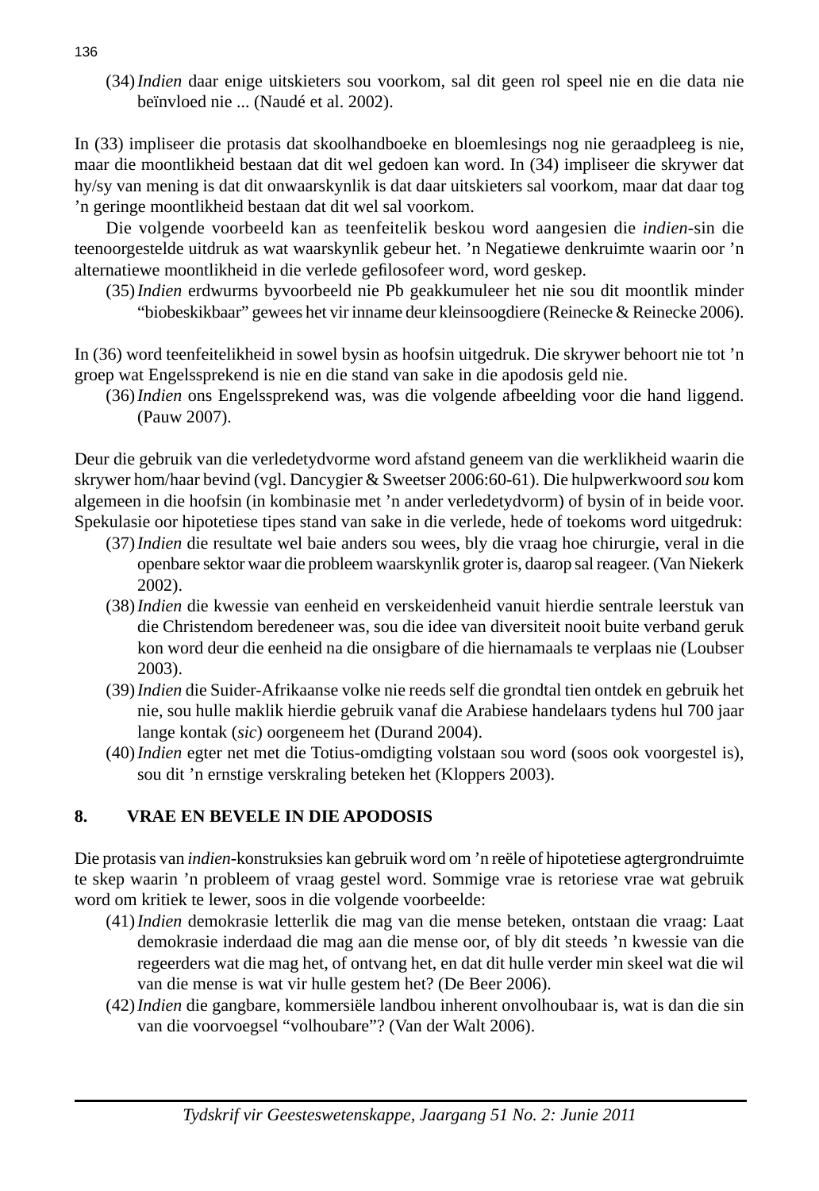(34) *Indien* daar enige uitskieters sou voorkom, sal dit geen rol speel nie en die data nie beïnvloed nie ... (Naudé et al. 2002).

In (33) impliseer die protasis dat skoolhandboeke en bloemlesings nog nie geraadpleeg is nie, maar die moontlikheid bestaan dat dit wel gedoen kan word. In (34) impliseer die skrywer dat hy/sy van mening is dat dit onwaarskynlik is dat daar uitskieters sal voorkom, maar dat daar tog ’n geringe moontlikheid bestaan dat dit wel sal voorkom.

Die volgende voorbeeld kan as teenfeitelik beskou word aangesien die *indien*-sin die teenoorgestelde uitdruk as wat waarskynlik gebeur het. ’n Negatiewe denkruimte waarin oor ’n alternatiewe moontlikheid in die verlede gefilosofeer word, word geskep.

(35) *Indien* erdwurms byvoorbeeld nie Pb geakkumuleer het nie sou dit moontlik minder “biobeskikbaar” gewees het vir inname deur kleinsoogdiere (Reinecke & Reinecke 2006).

In (36) word teenfeitelikheid in sowel bysin as hoofsin uitgedruk. Die skrywer behoort nie tot ’n groep wat Engelssprekend is nie en die stand van sake in die apodosis geld nie.

(36) *Indien* ons Engelssprekend was, was die volgende afbeelding voor die hand liggend. (Pauw 2007).

Deur die gebruik van die verledetydvorme word afstand geneem van die werklikheid waarin die skrywer hom/haar bevind (vgl. Dancygier & Sweetser 2006:60-61). Die hulpwerkwoord *sou* kom algemeen in die hoofsin (in kombinasie met ’n ander verledetydvorm) of bysin of in beide voor. Spekulasie oor hipotetiese tipes stand van sake in die verlede, hede of toekoms word uitgedruk:

(37) *Indien* die resultate wel baie anders sou wees, bly die vraag hoe chirurgie, veral in die openbare sektor waar die probleem waarskynlik groter is, daarop sal reageer. (Van Niekerk 2002).

(38) *Indien* die kwessie van eenheid en verskeidenheid vanuit hierdie sentrale leerstuk van die Christendom beredeneer was, sou die idee van diversiteit nooit buite verband geruk kon word deur die eenheid na die onsigbare of die hiernamaals te verplaas nie (Loubser 2003).

(39) *Indien* die Suider-Afrikaanse volke nie reeds self die grondtal tien ontdek en gebruik het nie, sou hulle maklik hierdie gebruik vanaf die Arabiese handelaars tydens hul 700 jaar lange kontak (*sic*) oorgeneem het (Durand 2004).

(40) *Indien* egter net met die Totius-omdigting volstaan sou word (soos ook voorgestel is), sou dit ’n ernstige verskraling beteken het (Kloppers 2003).

## 8. VRAE EN BEVELE IN DIE APODOSIS

Die protasis van *indien*-konstruksies kan gebruik word om ’n reële of hipotetiese agtergrondruimte te skep waarin ’n probleem of vraag gestel word. Sommige vrae is retoriese vrae wat gebruik word om kritiek te lewer, soos in die volgende voorbeelde:

(41) *Indien* demokrasie letterlik die mag van die mense beteken, ontstaan die vraag: Laat demokrasie inderdaad die mag aan die mense oor, of bly dit steeds ’n kwessie van die regeerders wat die mag het, of ontvang het, en dat dit hulle verder min skeel wat die wil van die mense is wat vir hulle gestem het? (De Beer 2006).

(42) *Indien* die gangbare, kommersiële landbou inherent onvolhoubaar is, wat is dan die sin van die voorvoegsel “volhoubare”? (Van der Walt 2006).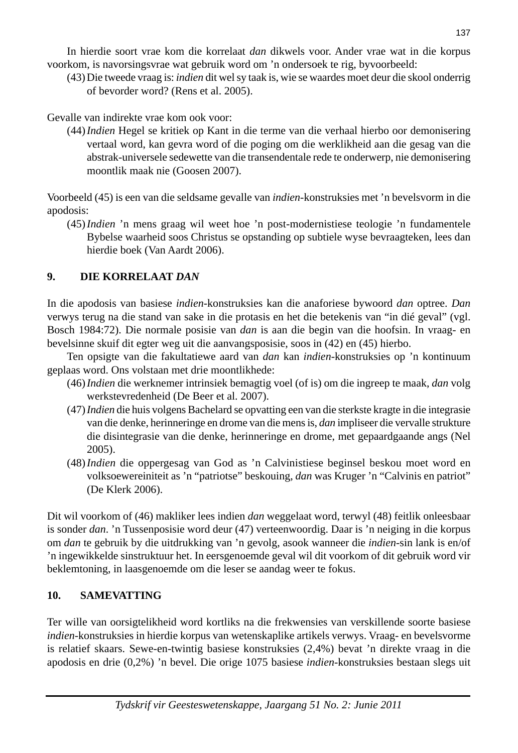In hierdie soort vrae kom die korrelaat *dan* dikwels voor. Ander vrae wat in die korpus voorkom, is navorsingsvrae wat gebruik word om 'n ondersoek te rig, byvoorbeeld:

(43) Die tweede vraag is: *indien* dit wel sy taak is, wie se waardes moet deur die skool onderrig of bevorder word? (Rens et al. 2005).

Gevalle van indirekte vrae kom ook voor:

(44) *Indien* Hegel se kritiek op Kant in die terme van die verhaal hierbo oor demonisering vertaal word, kan gevra word of die poging om die werklikheid aan die gesag van die abstrak-universele sedewette van die transendentale rede te onderwerp, nie demonisering moontlik maak nie (Goosen 2007).

Voorbeeld (45) is een van die seldsame gevalle van *indien*-konstruksies met 'n bevelsvorm in die apodosis:

(45) *Indien* 'n mens graag wil weet hoe 'n post-modernistiese teologie 'n fundamentele Bybelse waarheid soos Christus se opstanding op subtiele wyse bevraagteken, lees dan hierdie boek (Van Aardt 2006).

## 9. DIE KORRELAAT *DAN*

In die apodosis van basiese *indien*-konstruksies kan die anaforiese bywoord *dan* optree. *Dan* verwys terug na die stand van sake in die protasis en het die betekenis van "in dié geval" (vgl. Bosch 1984:72). Die normale posisie van *dan* is aan die begin van die hoofsin. In vraag- en bevelsinne skuif dit egter weg uit die aanvangsposisie, soos in (42) en (45) hierbo.

Ten opsigte van die fakultatiewe aard van *dan* kan *indien*-konstruksies op 'n kontinuum geplaas word. Ons volstaan met drie moontlikhede:

(46) *Indien* die werknemer intrinsiek bemagtig voel (of is) om die ingreep te maak, *dan* volg werkstevredenheid (De Beer et al. 2007).

(47) *Indien* die huis volgens Bachelard se opvatting een van die sterkste kragte in die integrasie van die denke, herinneringe en drome van die mens is, *dan* impliseer die vervalle strukture die disintegrasie van die denke, herinneringe en drome, met gepaardgaande angs (Nel 2005).

(48) *Indien* die oppergesag van God as 'n Calvinistiese beginsel beskou moet word en volksoewereiniteit as 'n "patriotse" beskouing, *dan* was Kruger 'n "Calvinis en patriot" (De Klerk 2006).

Dit wil voorkom of (46) makliker lees indien *dan* weggelaat word, terwyl (48) feitlik onleesbaar is sonder *dan*. 'n Tussenposisie word deur (47) verteenwoordig. Daar is 'n neiging in die korpus om *dan* te gebruik by die uitdrukking van 'n gevolg, asook wanneer die *indien*-sin lank is en/of 'n ingewikkelde sinstruktuur het. In eersgenoemde geval wil dit voorkom of dit gebruik word vir beklemtoning, in laasgenoemde om die leser se aandag weer te fokus.

## 10. SAMEVATTING

Ter wille van oorsigtelikheid word kortliks na die frekwensies van verskillende soorte basiese *indien*-konstruksies in hierdie korpus van wetenskaplike artikels verwys. Vraag- en bevelsvorme is relatief skaars. Sewe-en-twintig basiese konstruksies (2,4%) bevat 'n direkte vraag in die apodosis en drie (0,2%) 'n bevel. Die orige 1075 basiese *indien*-konstruksies bestaan slegs uit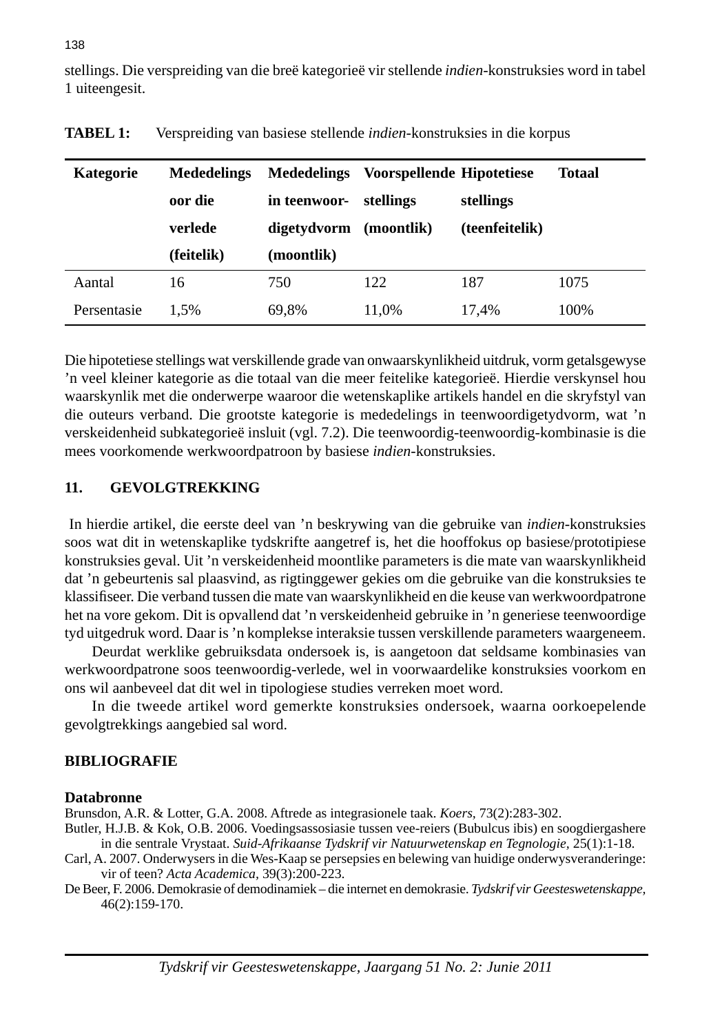stellings. Die verspreiding van die breë kategorieë vir stellende *indien*-konstruksies word in tabel 1 uiteengesit.

**TABEL 1:** Verspreiding van basiese stellende *indien*-konstruksies in die korpus

| Kategorie | Mededelings oor die verlede (feitelik) | Mededelings in teenwoordigetydvorm (moontlik) | Voorspellende stellings (moontlik) | Hipotetiese stellings (teenfeitelik) | Totaal |
|---|---|---|---|---|---|
| Aantal | 16 | 750 | 122 | 187 | 1075 |
| Persentasie | 1,5% | 69,8% | 11,0% | 17,4% | 100% |

Die hipotetiese stellings wat verskillende grade van onwaarskynlikheid uitdruk, vorm getalsgewyse 'n veel kleiner kategorie as die totaal van die meer feitelike kategorieë. Hierdie verskynsel hou waarskynlik met die onderwerpe waaroor die wetenskaplike artikels handel en die skryfstyl van die outeurs verband. Die grootste kategorie is mededelings in teenwoordigetydvorm, wat 'n verskeidenheid subkategorieë insluit (vgl. 7.2). Die teenwoordig-teenwoordig-kombinasie is die mees voorkomende werkwoordpatroon by basiese *indien*-konstruksies.

## 11. GEVOLGTREKKING

In hierdie artikel, die eerste deel van 'n beskrywing van die gebruike van *indien*-konstruksies soos wat dit in wetenskaplike tydskrifte aangetref is, het die hooffokus op basiese/prototipiese konstruksies geval. Uit 'n verskeidenheid moontlike parameters is die mate van waarskynlikheid dat 'n gebeurtenis sal plaasvind, as rigtinggewer gekies om die gebruike van die konstruksies te klassifiseer. Die verband tussen die mate van waarskynlikheid en die keuse van werkwoordpatrone het na vore gekom. Dit is opvallend dat 'n verskeidenheid gebruike in 'n generiese teenwoordige tyd uitgedruk word. Daar is 'n komplekse interaksie tussen verskillende parameters waargeneem.

Deurdat werklike gebruiksdata ondersoek is, is aangetoon dat seldsame kombinasies van werkwoordpatrone soos teenwoordig-verlede, wel in voorwaardelike konstruksies voorkom en ons wil aanbeveel dat dit wel in tipologiese studies verreken moet word.

In die tweede artikel word gemerkte konstruksies ondersoek, waarna oorkoepelende gevolgtrekkings aangebied sal word.

## BIBLIOGRAFIE

### Databronne

Brunsdon, A.R. & Lotter, G.A. 2008. Aftrede as integrasionele taak. *Koers*, 73(2):283-302.

Butler, H.J.B. & Kok, O.B. 2006. Voedingsassosiasie tussen vee-reiers (Bubulcus ibis) en soogdiergashere in die sentrale Vrystaat. *Suid-Afrikaanse Tydskrif vir Natuurwetenskap en Tegnologie*, 25(1):1-18.

Carl, A. 2007. Onderwysers in die Wes-Kaap se persepsies en belewing van huidige onderwysveranderinge: vir of teen? *Acta Academica*, 39(3):200-223.

De Beer, F. 2006. Demokrasie of demodinamiek – die internet en demokrasie. *Tydskrif vir Geesteswetenskappe*, 46(2):159-170.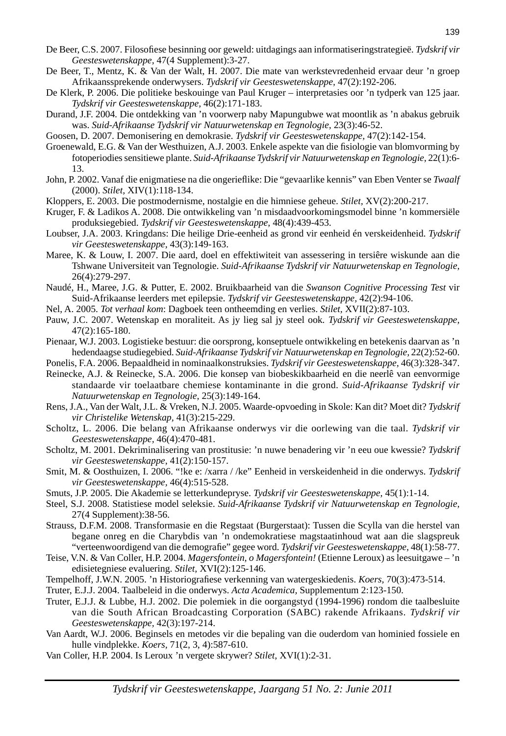De Beer, C.S. 2007. Filosofiese besinning oor geweld: uitdagings aan informatiseringstrategieë. *Tydskrif vir Geesteswetenskappe,* 47(4 Supplement):3-27.

De Beer, T., Mentz, K. & Van der Walt, H. 2007. Die mate van werkstevredenheid ervaar deur 'n groep Afrikaanssprekende onderwysers. *Tydskrif vir Geesteswetenskappe,* 47(2):192-206.

De Klerk, P. 2006. Die politieke beskouinge van Paul Kruger – interpretasies oor 'n tydperk van 125 jaar. *Tydskrif vir Geesteswetenskappe,* 46(2):171-183.

Durand, J.F. 2004. Die ontdekking van 'n voorwerp naby Mapungubwe wat moontlik as 'n abakus gebruik was. *Suid-Afrikaanse Tydskrif vir Natuurwetenskap en Tegnologie,* 23(3):46-52.

Goosen, D. 2007. Demonisering en demokrasie. *Tydskrif vir Geesteswetenskappe,* 47(2):142-154.

Groenewald, E.G. & Van der Westhuizen, A.J. 2003. Enkele aspekte van die fisiologie van blomvorming by fotoperiodies sensitiewe plante. *Suid-Afrikaanse Tydskrif vir Natuurwetenskap en Tegnologie,* 22(1):6-13.

John, P. 2002. Vanaf die enigmatiese na die ongerieflike: Die "gevaarlike kennis" van Eben Venter se *Twaalf* (2000). *Stilet,* XIV(1):118-134.

Kloppers, E. 2003. Die postmodernisme, nostalgie en die himniese geheue. *Stilet,* XV(2):200-217.

Kruger, F. & Ladikos A. 2008. Die ontwikkeling van 'n misdaadvoorkomingsmodel binne 'n kommersiële produksiegebied. *Tydskrif vir Geesteswetenskappe,* 48(4):439-453.

Loubser, J.A. 2003. Kringdans: Die heilige Drie-eenheid as grond vir eenheid én verskeidenheid. *Tydskrif vir Geesteswetenskappe,* 43(3):149-163.

Maree, K. & Louw, I. 2007. Die aard, doel en effektiwiteit van assessering in tersiêre wiskunde aan die Tshwane Universiteit van Tegnologie. *Suid-Afrikaanse Tydskrif vir Natuurwetenskap en Tegnologie,* 26(4):279-297.

Naudé, H., Maree, J.G. & Putter, E. 2002. Bruikbaarheid van die *Swanson Cognitive Processing Test* vir Suid-Afrikaanse leerders met epilepsie. *Tydskrif vir Geesteswetenskappe,* 42(2):94-106.

Nel, A. 2005. *Tot verhaal kom*: Dagboek teen ontheemding en verlies. *Stilet,* XVII(2):87-103.

Pauw, J.C. 2007. Wetenskap en moraliteit. As jy lieg sal jy steel ook. *Tydskrif vir Geesteswetenskappe,* 47(2):165-180.

Pienaar, W.J. 2003. Logistieke bestuur: die oorsprong, konseptuele ontwikkeling en betekenis daarvan as 'n hedendaagse studiegebied. *Suid-Afrikaanse Tydskrif vir Natuurwetenskap en Tegnologie,* 22(2):52-60.

Ponelis, F.A. 2006. Bepaaldheid in nominaalkonstruksies. *Tydskrif vir Geesteswetenskappe,* 46(3):328-347.

Reinecke, A.J. & Reinecke, S.A. 2006. Die konsep van biobeskikbaarheid en die neerlê van eenvormige standaarde vir toelaatbare chemiese kontaminante in die grond. *Suid-Afrikaanse Tydskrif vir Natuurwetenskap en Tegnologie,* 25(3):149-164.

Rens, J.A., Van der Walt, J.L. & Vreken, N.J. 2005. Waarde-opvoeding in Skole: Kan dit? Moet dit? *Tydskrif vir Christelike Wetenskap,* 41(3):215-229.

Scholtz, L. 2006. Die belang van Afrikaanse onderwys vir die oorlewing van die taal. *Tydskrif vir Geesteswetenskappe,* 46(4):470-481.

Scholtz, M. 2001. Dekriminalisering van prostitusie: 'n nuwe benadering vir 'n eeu oue kwessie? *Tydskrif vir Geesteswetenskappe,* 41(2):150-157.

Smit, M. & Oosthuizen, I. 2006. "!ke e: /xarra / /ke" Eenheid in verskeidenheid in die onderwys. *Tydskrif vir Geesteswetenskappe,* 46(4):515-528.

Smuts, J.P. 2005. Die Akademie se letterkundepryse. *Tydskrif vir Geesteswetenskappe,* 45(1):1-14.

Steel, S.J. 2008. Statistiese model seleksie. *Suid-Afrikaanse Tydskrif vir Natuurwetenskap en Tegnologie,* 27(4 Supplement):38-56.

Strauss, D.F.M. 2008. Transformasie en die Regstaat (Burgerstaat): Tussen die Scylla van die herstel van begane onreg en die Charybdis van 'n ondemokratiese magstaatinhoud wat aan die slagspreuk "verteenwoordigend van die demografie" gegee word. *Tydskrif vir Geesteswetenskappe,* 48(1):58-77.

Teise, V.N. & Van Coller, H.P. 2004. *Magersfontein, o Magersfontein!* (Etienne Leroux) as leesuitgawe – 'n edisietegniese evaluering. *Stilet,* XVI(2):125-146.

Tempelhoff, J.W.N. 2005. 'n Historiografiese verkenning van watergeskiedenis. *Koers,* 70(3):473-514.

Truter, E.J.J. 2004. Taalbeleid in die onderwys. *Acta Academica,* Supplementum 2:123-150.

Truter, E.J.J. & Lubbe, H.J. 2002. Die polemiek in die oorgangstyd (1994-1996) rondom die taalbesluite van die South African Broadcasting Corporation (SABC) rakende Afrikaans. *Tydskrif vir Geesteswetenskappe,* 42(3):197-214.

Van Aardt, W.J. 2006. Beginsels en metodes vir die bepaling van die ouderdom van hominied fossiele en hulle vindplekke. *Koers,* 71(2, 3, 4):587-610.

Van Coller, H.P. 2004. Is Leroux 'n vergete skrywer? *Stilet,* XVI(1):2-31.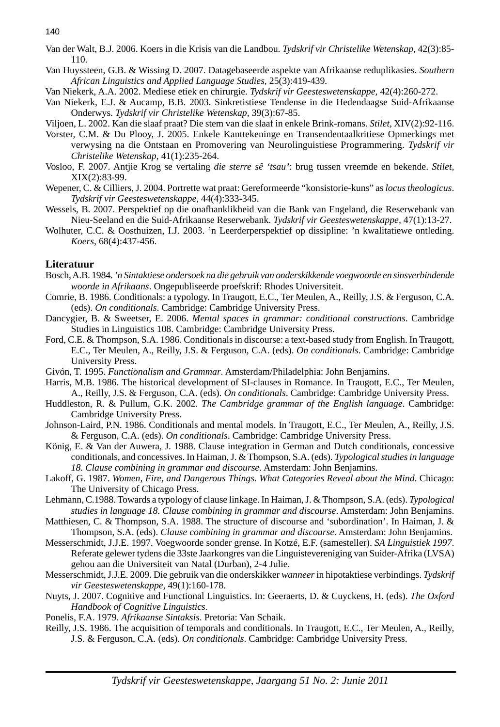Van der Walt, B.J. 2006. Koers in die Krisis van die Landbou. *Tydskrif vir Christelike Wetenskap*, 42(3):85-110.

Van Huyssteen, G.B. & Wissing D. 2007. Datagebaseerde aspekte van Afrikaanse reduplikasies. *Southern African Linguistics and Applied Language Studies*, 25(3):419-439.

Van Niekerk, A.A. 2002. Mediese etiek en chirurgie. *Tydskrif vir Geesteswetenskappe,* 42(4):260-272.

Van Niekerk, E.J. & Aucamp, B.B. 2003. Sinkretistiese Tendense in die Hedendaagse Suid-Afrikaanse Onderwys. *Tydskrif vir Christelike Wetenskap*, 39(3):67-85.

Viljoen, L. 2002. Kan die slaaf praat? Die stem van die slaaf in enkele Brink-romans. *Stilet*, XIV(2):92-116.

Vorster, C.M. & Du Plooy, J. 2005. Enkele Kanttekeninge en Transendentaalkritiese Opmerkings met verwysing na die Ontstaan en Promovering van Neurolinguistiese Programmering. *Tydskrif vir Christelike Wetenskap,* 41(1):235-264.

Vosloo, F. 2007. Antjie Krog se vertaling *die sterre sê 'tsau'*: brug tussen vreemde en bekende. *Stilet*, XIX(2):83-99.

Wepener, C. & Cilliers, J. 2004. Portrette wat praat: Gereformeerde "konsistorie-kuns" as *locus theologicus*. *Tydskrif vir Geesteswetenskappe,* 44(4):333-345.

Wessels, B. 2007. Perspektief op die onafhanklikheid van die Bank van Engeland, die Reserwebank van Nieu-Seeland en die Suid-Afrikaanse Reserwebank. *Tydskrif vir Geesteswetenskappe,* 47(1):13-27.

Wolhuter, C.C. & Oosthuizen, I.J. 2003. 'n Leerderperspektief op dissipline: 'n kwalitatiewe ontleding. *Koers,* 68(4):437-456.

## Literatuur

Bosch, A.B. 1984. *'n Sintaktiese ondersoek na die gebruik van onderskikkende voegwoorde en sinsverbindende woorde in Afrikaans*. Ongepubliseerde proefskrif: Rhodes Universiteit.

Comrie, B. 1986. Conditionals: a typology. In Traugott, E.C., Ter Meulen, A., Reilly, J.S. & Ferguson, C.A. (eds). *On conditionals*. Cambridge: Cambridge University Press.

Dancygier, B. & Sweetser, E. 2006. *Mental spaces in grammar: conditional constructions*. Cambridge Studies in Linguistics 108. Cambridge: Cambridge University Press.

Ford, C.E. & Thompson, S.A. 1986. Conditionals in discourse: a text-based study from English. In Traugott, E.C., Ter Meulen, A., Reilly, J.S. & Ferguson, C.A. (eds). *On conditionals*. Cambridge: Cambridge University Press.

Givón, T. 1995. *Functionalism and Grammar*. Amsterdam/Philadelphia: John Benjamins.

Harris, M.B. 1986. The historical development of SI-clauses in Romance. In Traugott, E.C., Ter Meulen, A., Reilly, J.S. & Ferguson, C.A. (eds). *On conditionals*. Cambridge: Cambridge University Press.

Huddleston, R. & Pullum, G.K. 2002. *The Cambridge grammar of the English language*. Cambridge: Cambridge University Press.

Johnson-Laird, P.N. 1986. Conditionals and mental models. In Traugott, E.C., Ter Meulen, A., Reilly, J.S. & Ferguson, C.A. (eds). *On conditionals*. Cambridge: Cambridge University Press.

König, E. & Van der Auwera, J. 1988. Clause integration in German and Dutch conditionals, concessive conditionals, and concessives. In Haiman, J. & Thompson, S.A. (eds). *Typological studies in language 18. Clause combining in grammar and discourse*. Amsterdam: John Benjamins.

Lakoff, G. 1987. *Women, Fire, and Dangerous Things. What Categories Reveal about the Mind*. Chicago: The University of Chicago Press.

Lehmann, C.1988. Towards a typology of clause linkage. In Haiman, J. & Thompson, S.A. (eds). *Typological studies in language 18. Clause combining in grammar and discourse*. Amsterdam: John Benjamins.

Matthiesen, C. & Thompson, S.A. 1988. The structure of discourse and 'subordination'. In Haiman, J. & Thompson, S.A. (eds). *Clause combining in grammar and discourse*. Amsterdam: John Benjamins.

Messerschmidt, J.J.E. 1997. Voegwoorde sonder grense. In Kotzé, E.F. (samesteller). *SA Linguistiek 1997*. Referate gelewer tydens die 33ste Jaarkongres van die Linguistevereniging van Suider-Afrika (LVSA) gehou aan die Universiteit van Natal (Durban), 2-4 Julie.

Messerschmidt, J.J.E. 2009. Die gebruik van die onderskikker *wanneer* in hipotaktiese verbindings. *Tydskrif vir Geesteswetenskappe*, 49(1):160-178.

Nuyts, J. 2007. Cognitive and Functional Linguistics. In: Geeraerts, D. & Cuyckens, H. (eds). *The Oxford Handbook of Cognitive Linguistics*.

Ponelis, F.A. 1979. *Afrikaanse Sintaksis*. Pretoria: Van Schaik.

Reilly, J.S. 1986. The acquisition of temporals and conditionals. In Traugott, E.C., Ter Meulen, A., Reilly, J.S. & Ferguson, C.A. (eds). *On conditionals*. Cambridge: Cambridge University Press.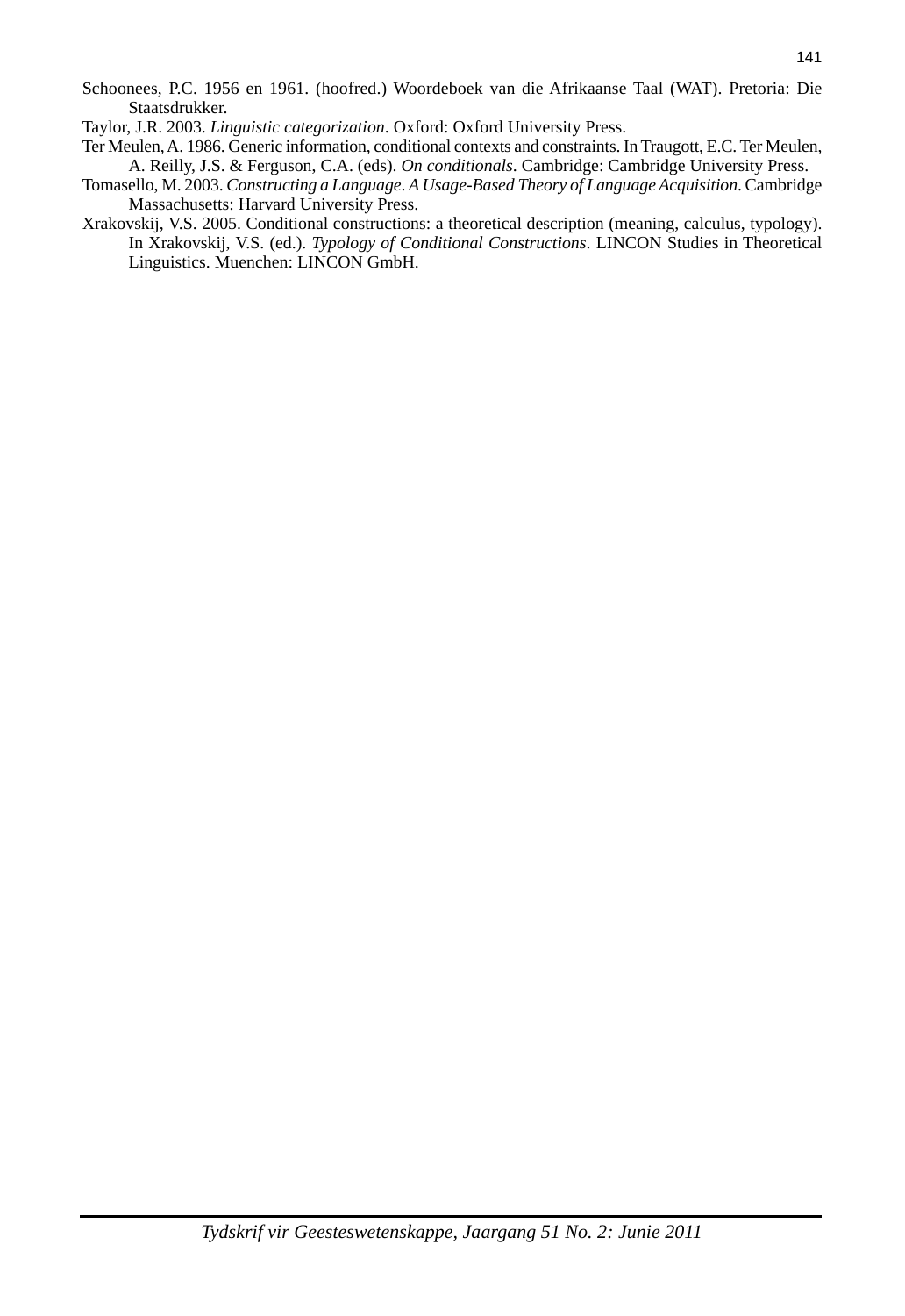Schoonees, P.C. 1956 en 1961. (hoofred.) Woordeboek van die Afrikaanse Taal (WAT). Pretoria: Die Staatsdrukker.

Taylor, J.R. 2003. *Linguistic categorization*. Oxford: Oxford University Press.

Ter Meulen, A. 1986. Generic information, conditional contexts and constraints. In Traugott, E.C. Ter Meulen, A. Reilly, J.S. & Ferguson, C.A. (eds). *On conditionals*. Cambridge: Cambridge University Press.

Tomasello, M. 2003. *Constructing a Language*. *A Usage-Based Theory of Language Acquisition*. Cambridge Massachusetts: Harvard University Press.

Xrakovskij, V.S. 2005. Conditional constructions: a theoretical description (meaning, calculus, typology). In Xrakovskij, V.S. (ed.). *Typology of Conditional Constructions*. LINCON Studies in Theoretical Linguistics. Muenchen: LINCON GmbH.